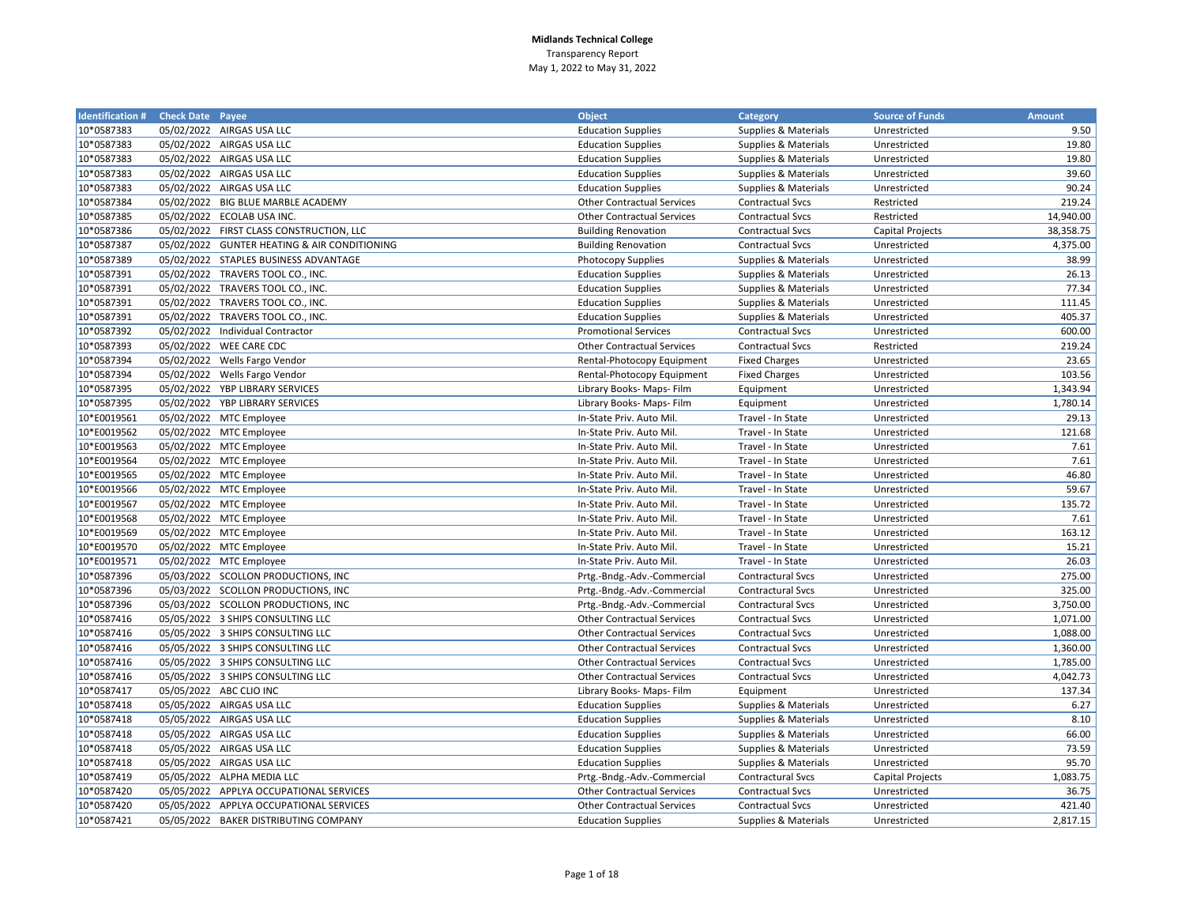**Midlands Technical College**
Transparency Report
May 1, 2022 to May 31, 2022

| Identification # | Check Date | Payee | Object | Category | Source of Funds | Amount |
|---|---|---|---|---|---|---|
| 10*0587383 | 05/02/2022 | AIRGAS USA LLC | Education Supplies | Supplies & Materials | Unrestricted | 9.50 |
| 10*0587383 | 05/02/2022 | AIRGAS USA LLC | Education Supplies | Supplies & Materials | Unrestricted | 19.80 |
| 10*0587383 | 05/02/2022 | AIRGAS USA LLC | Education Supplies | Supplies & Materials | Unrestricted | 19.80 |
| 10*0587383 | 05/02/2022 | AIRGAS USA LLC | Education Supplies | Supplies & Materials | Unrestricted | 39.60 |
| 10*0587383 | 05/02/2022 | AIRGAS USA LLC | Education Supplies | Supplies & Materials | Unrestricted | 90.24 |
| 10*0587384 | 05/02/2022 | BIG BLUE MARBLE ACADEMY | Other Contractual Services | Contractual Svcs | Restricted | 219.24 |
| 10*0587385 | 05/02/2022 | ECOLAB USA INC. | Other Contractual Services | Contractual Svcs | Restricted | 14,940.00 |
| 10*0587386 | 05/02/2022 | FIRST CLASS CONSTRUCTION, LLC | Building Renovation | Contractual Svcs | Capital Projects | 38,358.75 |
| 10*0587387 | 05/02/2022 | GUNTER HEATING & AIR CONDITIONING | Building Renovation | Contractual Svcs | Unrestricted | 4,375.00 |
| 10*0587389 | 05/02/2022 | STAPLES BUSINESS ADVANTAGE | Photocopy Supplies | Supplies & Materials | Unrestricted | 38.99 |
| 10*0587391 | 05/02/2022 | TRAVERS TOOL CO., INC. | Education Supplies | Supplies & Materials | Unrestricted | 26.13 |
| 10*0587391 | 05/02/2022 | TRAVERS TOOL CO., INC. | Education Supplies | Supplies & Materials | Unrestricted | 77.34 |
| 10*0587391 | 05/02/2022 | TRAVERS TOOL CO., INC. | Education Supplies | Supplies & Materials | Unrestricted | 111.45 |
| 10*0587391 | 05/02/2022 | TRAVERS TOOL CO., INC. | Education Supplies | Supplies & Materials | Unrestricted | 405.37 |
| 10*0587392 | 05/02/2022 | Individual Contractor | Promotional Services | Contractual Svcs | Unrestricted | 600.00 |
| 10*0587393 | 05/02/2022 | WEE CARE CDC | Other Contractual Services | Contractual Svcs | Restricted | 219.24 |
| 10*0587394 | 05/02/2022 | Wells Fargo Vendor | Rental-Photocopy Equipment | Fixed Charges | Unrestricted | 23.65 |
| 10*0587394 | 05/02/2022 | Wells Fargo Vendor | Rental-Photocopy Equipment | Fixed Charges | Unrestricted | 103.56 |
| 10*0587395 | 05/02/2022 | YBP LIBRARY SERVICES | Library Books- Maps- Film | Equipment | Unrestricted | 1,343.94 |
| 10*0587395 | 05/02/2022 | YBP LIBRARY SERVICES | Library Books- Maps- Film | Equipment | Unrestricted | 1,780.14 |
| 10*E0019561 | 05/02/2022 | MTC Employee | In-State Priv. Auto Mil. | Travel - In State | Unrestricted | 29.13 |
| 10*E0019562 | 05/02/2022 | MTC Employee | In-State Priv. Auto Mil. | Travel - In State | Unrestricted | 121.68 |
| 10*E0019563 | 05/02/2022 | MTC Employee | In-State Priv. Auto Mil. | Travel - In State | Unrestricted | 7.61 |
| 10*E0019564 | 05/02/2022 | MTC Employee | In-State Priv. Auto Mil. | Travel - In State | Unrestricted | 7.61 |
| 10*E0019565 | 05/02/2022 | MTC Employee | In-State Priv. Auto Mil. | Travel - In State | Unrestricted | 46.80 |
| 10*E0019566 | 05/02/2022 | MTC Employee | In-State Priv. Auto Mil. | Travel - In State | Unrestricted | 59.67 |
| 10*E0019567 | 05/02/2022 | MTC Employee | In-State Priv. Auto Mil. | Travel - In State | Unrestricted | 135.72 |
| 10*E0019568 | 05/02/2022 | MTC Employee | In-State Priv. Auto Mil. | Travel - In State | Unrestricted | 7.61 |
| 10*E0019569 | 05/02/2022 | MTC Employee | In-State Priv. Auto Mil. | Travel - In State | Unrestricted | 163.12 |
| 10*E0019570 | 05/02/2022 | MTC Employee | In-State Priv. Auto Mil. | Travel - In State | Unrestricted | 15.21 |
| 10*E0019571 | 05/02/2022 | MTC Employee | In-State Priv. Auto Mil. | Travel - In State | Unrestricted | 26.03 |
| 10*0587396 | 05/03/2022 | SCOLLON PRODUCTIONS, INC | Prtg.-Bndg.-Adv.-Commercial | Contractural Svcs | Unrestricted | 275.00 |
| 10*0587396 | 05/03/2022 | SCOLLON PRODUCTIONS, INC | Prtg.-Bndg.-Adv.-Commercial | Contractural Svcs | Unrestricted | 325.00 |
| 10*0587396 | 05/03/2022 | SCOLLON PRODUCTIONS, INC | Prtg.-Bndg.-Adv.-Commercial | Contractural Svcs | Unrestricted | 3,750.00 |
| 10*0587416 | 05/05/2022 | 3 SHIPS CONSULTING LLC | Other Contractual Services | Contractual Svcs | Unrestricted | 1,071.00 |
| 10*0587416 | 05/05/2022 | 3 SHIPS CONSULTING LLC | Other Contractual Services | Contractual Svcs | Unrestricted | 1,088.00 |
| 10*0587416 | 05/05/2022 | 3 SHIPS CONSULTING LLC | Other Contractual Services | Contractual Svcs | Unrestricted | 1,360.00 |
| 10*0587416 | 05/05/2022 | 3 SHIPS CONSULTING LLC | Other Contractual Services | Contractual Svcs | Unrestricted | 1,785.00 |
| 10*0587416 | 05/05/2022 | 3 SHIPS CONSULTING LLC | Other Contractual Services | Contractual Svcs | Unrestricted | 4,042.73 |
| 10*0587417 | 05/05/2022 | ABC CLIO INC | Library Books- Maps- Film | Equipment | Unrestricted | 137.34 |
| 10*0587418 | 05/05/2022 | AIRGAS USA LLC | Education Supplies | Supplies & Materials | Unrestricted | 6.27 |
| 10*0587418 | 05/05/2022 | AIRGAS USA LLC | Education Supplies | Supplies & Materials | Unrestricted | 8.10 |
| 10*0587418 | 05/05/2022 | AIRGAS USA LLC | Education Supplies | Supplies & Materials | Unrestricted | 66.00 |
| 10*0587418 | 05/05/2022 | AIRGAS USA LLC | Education Supplies | Supplies & Materials | Unrestricted | 73.59 |
| 10*0587418 | 05/05/2022 | AIRGAS USA LLC | Education Supplies | Supplies & Materials | Unrestricted | 95.70 |
| 10*0587419 | 05/05/2022 | ALPHA MEDIA LLC | Prtg.-Bndg.-Adv.-Commercial | Contractural Svcs | Capital Projects | 1,083.75 |
| 10*0587420 | 05/05/2022 | APPLYA OCCUPATIONAL SERVICES | Other Contractual Services | Contractual Svcs | Unrestricted | 36.75 |
| 10*0587420 | 05/05/2022 | APPLYA OCCUPATIONAL SERVICES | Other Contractual Services | Contractual Svcs | Unrestricted | 421.40 |
| 10*0587421 | 05/05/2022 | BAKER DISTRIBUTING COMPANY | Education Supplies | Supplies & Materials | Unrestricted | 2,817.15 |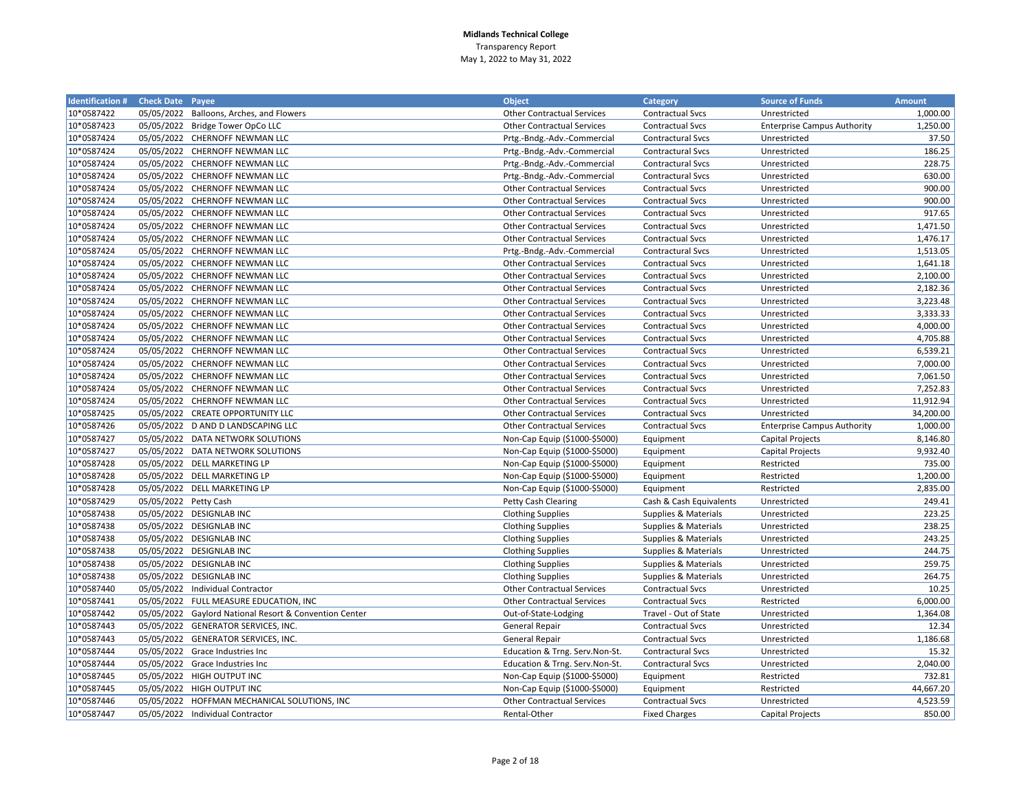**Midlands Technical College**
Transparency Report
May 1, 2022 to May 31, 2022

| Identification # | Check Date | Payee | Object | Category | Source of Funds | Amount |
|---|---|---|---|---|---|---|
| 10*0587422 | 05/05/2022 | Balloons, Arches, and Flowers | Other Contractual Services | Contractual Svcs | Unrestricted | 1,000.00 |
| 10*0587423 | 05/05/2022 | Bridge Tower OpCo LLC | Other Contractual Services | Contractual Svcs | Enterprise Campus Authority | 1,250.00 |
| 10*0587424 | 05/05/2022 | CHERNOFF NEWMAN LLC | Prtg.-Bndg.-Adv.-Commercial | Contractual Svcs | Unrestricted | 37.50 |
| 10*0587424 | 05/05/2022 | CHERNOFF NEWMAN LLC | Prtg.-Bndg.-Adv.-Commercial | Contractual Svcs | Unrestricted | 186.25 |
| 10*0587424 | 05/05/2022 | CHERNOFF NEWMAN LLC | Prtg.-Bndg.-Adv.-Commercial | Contractual Svcs | Unrestricted | 228.75 |
| 10*0587424 | 05/05/2022 | CHERNOFF NEWMAN LLC | Prtg.-Bndg.-Adv.-Commercial | Contractual Svcs | Unrestricted | 630.00 |
| 10*0587424 | 05/05/2022 | CHERNOFF NEWMAN LLC | Other Contractual Services | Contractual Svcs | Unrestricted | 900.00 |
| 10*0587424 | 05/05/2022 | CHERNOFF NEWMAN LLC | Other Contractual Services | Contractual Svcs | Unrestricted | 900.00 |
| 10*0587424 | 05/05/2022 | CHERNOFF NEWMAN LLC | Other Contractual Services | Contractual Svcs | Unrestricted | 917.65 |
| 10*0587424 | 05/05/2022 | CHERNOFF NEWMAN LLC | Other Contractual Services | Contractual Svcs | Unrestricted | 1,471.50 |
| 10*0587424 | 05/05/2022 | CHERNOFF NEWMAN LLC | Other Contractual Services | Contractual Svcs | Unrestricted | 1,476.17 |
| 10*0587424 | 05/05/2022 | CHERNOFF NEWMAN LLC | Prtg.-Bndg.-Adv.-Commercial | Contractual Svcs | Unrestricted | 1,513.05 |
| 10*0587424 | 05/05/2022 | CHERNOFF NEWMAN LLC | Other Contractual Services | Contractual Svcs | Unrestricted | 1,641.18 |
| 10*0587424 | 05/05/2022 | CHERNOFF NEWMAN LLC | Other Contractual Services | Contractual Svcs | Unrestricted | 2,100.00 |
| 10*0587424 | 05/05/2022 | CHERNOFF NEWMAN LLC | Other Contractual Services | Contractual Svcs | Unrestricted | 2,182.36 |
| 10*0587424 | 05/05/2022 | CHERNOFF NEWMAN LLC | Other Contractual Services | Contractual Svcs | Unrestricted | 3,223.48 |
| 10*0587424 | 05/05/2022 | CHERNOFF NEWMAN LLC | Other Contractual Services | Contractual Svcs | Unrestricted | 3,333.33 |
| 10*0587424 | 05/05/2022 | CHERNOFF NEWMAN LLC | Other Contractual Services | Contractual Svcs | Unrestricted | 4,000.00 |
| 10*0587424 | 05/05/2022 | CHERNOFF NEWMAN LLC | Other Contractual Services | Contractual Svcs | Unrestricted | 4,705.88 |
| 10*0587424 | 05/05/2022 | CHERNOFF NEWMAN LLC | Other Contractual Services | Contractual Svcs | Unrestricted | 6,539.21 |
| 10*0587424 | 05/05/2022 | CHERNOFF NEWMAN LLC | Other Contractual Services | Contractual Svcs | Unrestricted | 7,000.00 |
| 10*0587424 | 05/05/2022 | CHERNOFF NEWMAN LLC | Other Contractual Services | Contractual Svcs | Unrestricted | 7,061.50 |
| 10*0587424 | 05/05/2022 | CHERNOFF NEWMAN LLC | Other Contractual Services | Contractual Svcs | Unrestricted | 7,252.83 |
| 10*0587424 | 05/05/2022 | CHERNOFF NEWMAN LLC | Other Contractual Services | Contractual Svcs | Unrestricted | 11,912.94 |
| 10*0587425 | 05/05/2022 | CREATE OPPORTUNITY LLC | Other Contractual Services | Contractual Svcs | Unrestricted | 34,200.00 |
| 10*0587426 | 05/05/2022 | D AND D LANDSCAPING LLC | Other Contractual Services | Contractual Svcs | Enterprise Campus Authority | 1,000.00 |
| 10*0587427 | 05/05/2022 | DATA NETWORK SOLUTIONS | Non-Cap Equip ($1000-$5000) | Equipment | Capital Projects | 8,146.80 |
| 10*0587427 | 05/05/2022 | DATA NETWORK SOLUTIONS | Non-Cap Equip ($1000-$5000) | Equipment | Capital Projects | 9,932.40 |
| 10*0587428 | 05/05/2022 | DELL MARKETING LP | Non-Cap Equip ($1000-$5000) | Equipment | Restricted | 735.00 |
| 10*0587428 | 05/05/2022 | DELL MARKETING LP | Non-Cap Equip ($1000-$5000) | Equipment | Restricted | 1,200.00 |
| 10*0587428 | 05/05/2022 | DELL MARKETING LP | Non-Cap Equip ($1000-$5000) | Equipment | Restricted | 2,835.00 |
| 10*0587429 | 05/05/2022 | Petty Cash | Petty Cash Clearing | Cash & Cash Equivalents | Unrestricted | 249.41 |
| 10*0587438 | 05/05/2022 | DESIGNLAB INC | Clothing Supplies | Supplies & Materials | Unrestricted | 223.25 |
| 10*0587438 | 05/05/2022 | DESIGNLAB INC | Clothing Supplies | Supplies & Materials | Unrestricted | 238.25 |
| 10*0587438 | 05/05/2022 | DESIGNLAB INC | Clothing Supplies | Supplies & Materials | Unrestricted | 243.25 |
| 10*0587438 | 05/05/2022 | DESIGNLAB INC | Clothing Supplies | Supplies & Materials | Unrestricted | 244.75 |
| 10*0587438 | 05/05/2022 | DESIGNLAB INC | Clothing Supplies | Supplies & Materials | Unrestricted | 259.75 |
| 10*0587438 | 05/05/2022 | DESIGNLAB INC | Clothing Supplies | Supplies & Materials | Unrestricted | 264.75 |
| 10*0587440 | 05/05/2022 | Individual Contractor | Other Contractual Services | Contractual Svcs | Unrestricted | 10.25 |
| 10*0587441 | 05/05/2022 | FULL MEASURE EDUCATION, INC | Other Contractual Services | Contractual Svcs | Restricted | 6,000.00 |
| 10*0587442 | 05/05/2022 | Gaylord National Resort & Convention Center | Out-of-State-Lodging | Travel - Out of State | Unrestricted | 1,364.08 |
| 10*0587443 | 05/05/2022 | GENERATOR SERVICES, INC. | General Repair | Contractual Svcs | Unrestricted | 12.34 |
| 10*0587443 | 05/05/2022 | GENERATOR SERVICES, INC. | General Repair | Contractual Svcs | Unrestricted | 1,186.68 |
| 10*0587444 | 05/05/2022 | Grace Industries Inc | Education & Trng. Serv.Non-St. | Contractual Svcs | Unrestricted | 15.32 |
| 10*0587444 | 05/05/2022 | Grace Industries Inc | Education & Trng. Serv.Non-St. | Contractual Svcs | Unrestricted | 2,040.00 |
| 10*0587445 | 05/05/2022 | HIGH OUTPUT INC | Non-Cap Equip ($1000-$5000) | Equipment | Restricted | 732.81 |
| 10*0587445 | 05/05/2022 | HIGH OUTPUT INC | Non-Cap Equip ($1000-$5000) | Equipment | Restricted | 44,667.20 |
| 10*0587446 | 05/05/2022 | HOFFMAN MECHANICAL SOLUTIONS, INC | Other Contractual Services | Contractual Svcs | Unrestricted | 4,523.59 |
| 10*0587447 | 05/05/2022 | Individual Contractor | Rental-Other | Fixed Charges | Capital Projects | 850.00 |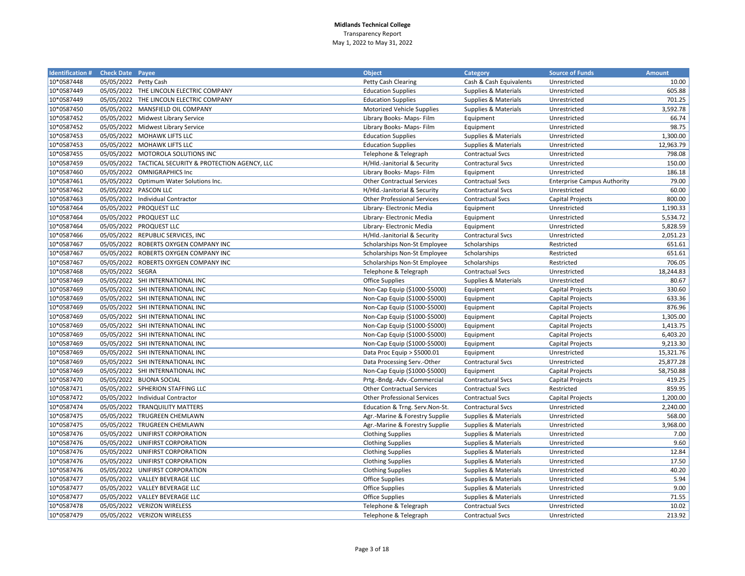**Midlands Technical College**
Transparency Report
May 1, 2022 to May 31, 2022

| Identification # | Check Date | Payee | Object | Category | Source of Funds | Amount |
|---|---|---|---|---|---|---|
| 10*0587448 | 05/05/2022 | Petty Cash | Petty Cash Clearing | Cash & Cash Equivalents | Unrestricted | 10.00 |
| 10*0587449 | 05/05/2022 | THE LINCOLN ELECTRIC COMPANY | Education Supplies | Supplies & Materials | Unrestricted | 605.88 |
| 10*0587449 | 05/05/2022 | THE LINCOLN ELECTRIC COMPANY | Education Supplies | Supplies & Materials | Unrestricted | 701.25 |
| 10*0587450 | 05/05/2022 | MANSFIELD OIL COMPANY | Motorized Vehicle Supplies | Supplies & Materials | Unrestricted | 3,592.78 |
| 10*0587452 | 05/05/2022 | Midwest Library Service | Library Books- Maps- Film | Equipment | Unrestricted | 66.74 |
| 10*0587452 | 05/05/2022 | Midwest Library Service | Library Books- Maps- Film | Equipment | Unrestricted | 98.75 |
| 10*0587453 | 05/05/2022 | MOHAWK LIFTS LLC | Education Supplies | Supplies & Materials | Unrestricted | 1,300.00 |
| 10*0587453 | 05/05/2022 | MOHAWK LIFTS LLC | Education Supplies | Supplies & Materials | Unrestricted | 12,963.79 |
| 10*0587455 | 05/05/2022 | MOTOROLA SOLUTIONS INC | Telephone & Telegraph | Contractual Svcs | Unrestricted | 798.08 |
| 10*0587459 | 05/05/2022 | TACTICAL SECURITY & PROTECTION AGENCY, LLC | H/Hld.-Janitorial & Security | Contractual Svcs | Unrestricted | 150.00 |
| 10*0587460 | 05/05/2022 | OMNIGRAPHICS Inc | Library Books- Maps- Film | Equipment | Unrestricted | 186.18 |
| 10*0587461 | 05/05/2022 | Optimum Water Solutions Inc. | Other Contractual Services | Contractual Svcs | Enterprise Campus Authority | 79.00 |
| 10*0587462 | 05/05/2022 | PASCON LLC | H/Hld.-Janitorial & Security | Contractual Svcs | Unrestricted | 60.00 |
| 10*0587463 | 05/05/2022 | Individual Contractor | Other Professional Services | Contractual Svcs | Capital Projects | 800.00 |
| 10*0587464 | 05/05/2022 | PROQUEST LLC | Library- Electronic Media | Equipment | Unrestricted | 1,190.33 |
| 10*0587464 | 05/05/2022 | PROQUEST LLC | Library- Electronic Media | Equipment | Unrestricted | 5,534.72 |
| 10*0587464 | 05/05/2022 | PROQUEST LLC | Library- Electronic Media | Equipment | Unrestricted | 5,828.59 |
| 10*0587466 | 05/05/2022 | REPUBLIC SERVICES, INC | H/Hld.-Janitorial & Security | Contractual Svcs | Unrestricted | 2,051.23 |
| 10*0587467 | 05/05/2022 | ROBERTS OXYGEN COMPANY INC | Scholarships Non-St Employee | Scholarships | Restricted | 651.61 |
| 10*0587467 | 05/05/2022 | ROBERTS OXYGEN COMPANY INC | Scholarships Non-St Employee | Scholarships | Restricted | 651.61 |
| 10*0587467 | 05/05/2022 | ROBERTS OXYGEN COMPANY INC | Scholarships Non-St Employee | Scholarships | Restricted | 706.05 |
| 10*0587468 | 05/05/2022 | SEGRA | Telephone & Telegraph | Contractual Svcs | Unrestricted | 18,244.83 |
| 10*0587469 | 05/05/2022 | SHI INTERNATIONAL INC | Office Supplies | Supplies & Materials | Unrestricted | 80.67 |
| 10*0587469 | 05/05/2022 | SHI INTERNATIONAL INC | Non-Cap Equip ($1000-$5000) | Equipment | Capital Projects | 330.60 |
| 10*0587469 | 05/05/2022 | SHI INTERNATIONAL INC | Non-Cap Equip ($1000-$5000) | Equipment | Capital Projects | 633.36 |
| 10*0587469 | 05/05/2022 | SHI INTERNATIONAL INC | Non-Cap Equip ($1000-$5000) | Equipment | Capital Projects | 876.96 |
| 10*0587469 | 05/05/2022 | SHI INTERNATIONAL INC | Non-Cap Equip ($1000-$5000) | Equipment | Capital Projects | 1,305.00 |
| 10*0587469 | 05/05/2022 | SHI INTERNATIONAL INC | Non-Cap Equip ($1000-$5000) | Equipment | Capital Projects | 1,413.75 |
| 10*0587469 | 05/05/2022 | SHI INTERNATIONAL INC | Non-Cap Equip ($1000-$5000) | Equipment | Capital Projects | 6,403.20 |
| 10*0587469 | 05/05/2022 | SHI INTERNATIONAL INC | Non-Cap Equip ($1000-$5000) | Equipment | Capital Projects | 9,213.30 |
| 10*0587469 | 05/05/2022 | SHI INTERNATIONAL INC | Data Proc Equip > $5000.01 | Equipment | Unrestricted | 15,321.76 |
| 10*0587469 | 05/05/2022 | SHI INTERNATIONAL INC | Data Processing Serv.-Other | Contractural Svcs | Unrestricted | 25,877.28 |
| 10*0587469 | 05/05/2022 | SHI INTERNATIONAL INC | Non-Cap Equip ($1000-$5000) | Equipment | Capital Projects | 58,750.88 |
| 10*0587470 | 05/05/2022 | BUONA SOCIAL | Prtg.-Bndg.-Adv.-Commercial | Contractual Svcs | Capital Projects | 419.25 |
| 10*0587471 | 05/05/2022 | SPHERION STAFFING LLC | Other Contractual Services | Contractual Svcs | Restricted | 859.95 |
| 10*0587472 | 05/05/2022 | Individual Contractor | Other Professional Services | Contractual Svcs | Capital Projects | 1,200.00 |
| 10*0587474 | 05/05/2022 | TRANQUILITY MATTERS | Education & Trng. Serv.Non-St. | Contractual Svcs | Unrestricted | 2,240.00 |
| 10*0587475 | 05/05/2022 | TRUGREEN CHEMLAWN | Agr.-Marine & Forestry Supplie | Supplies & Materials | Unrestricted | 568.00 |
| 10*0587475 | 05/05/2022 | TRUGREEN CHEMLAWN | Agr.-Marine & Forestry Supplie | Supplies & Materials | Unrestricted | 3,968.00 |
| 10*0587476 | 05/05/2022 | UNIFIRST CORPORATION | Clothing Supplies | Supplies & Materials | Unrestricted | 7.00 |
| 10*0587476 | 05/05/2022 | UNIFIRST CORPORATION | Clothing Supplies | Supplies & Materials | Unrestricted | 9.60 |
| 10*0587476 | 05/05/2022 | UNIFIRST CORPORATION | Clothing Supplies | Supplies & Materials | Unrestricted | 12.84 |
| 10*0587476 | 05/05/2022 | UNIFIRST CORPORATION | Clothing Supplies | Supplies & Materials | Unrestricted | 17.50 |
| 10*0587476 | 05/05/2022 | UNIFIRST CORPORATION | Clothing Supplies | Supplies & Materials | Unrestricted | 40.20 |
| 10*0587477 | 05/05/2022 | VALLEY BEVERAGE LLC | Office Supplies | Supplies & Materials | Unrestricted | 5.94 |
| 10*0587477 | 05/05/2022 | VALLEY BEVERAGE LLC | Office Supplies | Supplies & Materials | Unrestricted | 9.00 |
| 10*0587477 | 05/05/2022 | VALLEY BEVERAGE LLC | Office Supplies | Supplies & Materials | Unrestricted | 71.55 |
| 10*0587478 | 05/05/2022 | VERIZON WIRELESS | Telephone & Telegraph | Contractual Svcs | Unrestricted | 10.02 |
| 10*0587479 | 05/05/2022 | VERIZON WIRELESS | Telephone & Telegraph | Contractual Svcs | Unrestricted | 213.92 |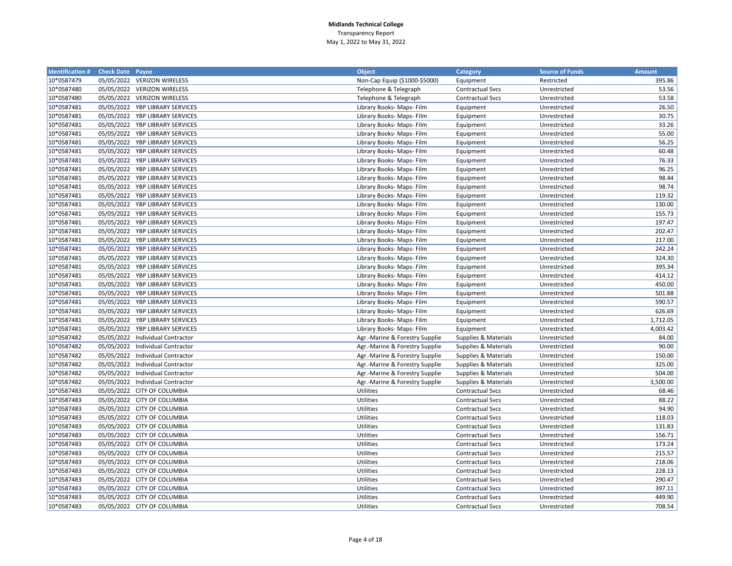**Midlands Technical College**
Transparency Report
May 1, 2022 to May 31, 2022

| Identification # | Check Date | Payee | Object | Category | Source of Funds | Amount |
|---|---|---|---|---|---|---|
| 10*0587479 | 05/05/2022 | VERIZON WIRELESS | Non-Cap Equip ($1000-$5000) | Equipment | Restricted | 395.86 |
| 10*0587480 | 05/05/2022 | VERIZON WIRELESS | Telephone & Telegraph | Contractual Svcs | Unrestricted | 53.56 |
| 10*0587480 | 05/05/2022 | VERIZON WIRELESS | Telephone & Telegraph | Contractual Svcs | Unrestricted | 53.58 |
| 10*0587481 | 05/05/2022 | YBP LIBRARY SERVICES | Library Books- Maps- Film | Equipment | Unrestricted | 26.50 |
| 10*0587481 | 05/05/2022 | YBP LIBRARY SERVICES | Library Books- Maps- Film | Equipment | Unrestricted | 30.75 |
| 10*0587481 | 05/05/2022 | YBP LIBRARY SERVICES | Library Books- Maps- Film | Equipment | Unrestricted | 33.26 |
| 10*0587481 | 05/05/2022 | YBP LIBRARY SERVICES | Library Books- Maps- Film | Equipment | Unrestricted | 55.00 |
| 10*0587481 | 05/05/2022 | YBP LIBRARY SERVICES | Library Books- Maps- Film | Equipment | Unrestricted | 56.25 |
| 10*0587481 | 05/05/2022 | YBP LIBRARY SERVICES | Library Books- Maps- Film | Equipment | Unrestricted | 60.48 |
| 10*0587481 | 05/05/2022 | YBP LIBRARY SERVICES | Library Books- Maps- Film | Equipment | Unrestricted | 76.33 |
| 10*0587481 | 05/05/2022 | YBP LIBRARY SERVICES | Library Books- Maps- Film | Equipment | Unrestricted | 96.25 |
| 10*0587481 | 05/05/2022 | YBP LIBRARY SERVICES | Library Books- Maps- Film | Equipment | Unrestricted | 98.44 |
| 10*0587481 | 05/05/2022 | YBP LIBRARY SERVICES | Library Books- Maps- Film | Equipment | Unrestricted | 98.74 |
| 10*0587481 | 05/05/2022 | YBP LIBRARY SERVICES | Library Books- Maps- Film | Equipment | Unrestricted | 119.32 |
| 10*0587481 | 05/05/2022 | YBP LIBRARY SERVICES | Library Books- Maps- Film | Equipment | Unrestricted | 130.00 |
| 10*0587481 | 05/05/2022 | YBP LIBRARY SERVICES | Library Books- Maps- Film | Equipment | Unrestricted | 155.73 |
| 10*0587481 | 05/05/2022 | YBP LIBRARY SERVICES | Library Books- Maps- Film | Equipment | Unrestricted | 197.47 |
| 10*0587481 | 05/05/2022 | YBP LIBRARY SERVICES | Library Books- Maps- Film | Equipment | Unrestricted | 202.47 |
| 10*0587481 | 05/05/2022 | YBP LIBRARY SERVICES | Library Books- Maps- Film | Equipment | Unrestricted | 217.00 |
| 10*0587481 | 05/05/2022 | YBP LIBRARY SERVICES | Library Books- Maps- Film | Equipment | Unrestricted | 242.24 |
| 10*0587481 | 05/05/2022 | YBP LIBRARY SERVICES | Library Books- Maps- Film | Equipment | Unrestricted | 324.30 |
| 10*0587481 | 05/05/2022 | YBP LIBRARY SERVICES | Library Books- Maps- Film | Equipment | Unrestricted | 395.34 |
| 10*0587481 | 05/05/2022 | YBP LIBRARY SERVICES | Library Books- Maps- Film | Equipment | Unrestricted | 414.12 |
| 10*0587481 | 05/05/2022 | YBP LIBRARY SERVICES | Library Books- Maps- Film | Equipment | Unrestricted | 450.00 |
| 10*0587481 | 05/05/2022 | YBP LIBRARY SERVICES | Library Books- Maps- Film | Equipment | Unrestricted | 501.88 |
| 10*0587481 | 05/05/2022 | YBP LIBRARY SERVICES | Library Books- Maps- Film | Equipment | Unrestricted | 590.57 |
| 10*0587481 | 05/05/2022 | YBP LIBRARY SERVICES | Library Books- Maps- Film | Equipment | Unrestricted | 626.69 |
| 10*0587481 | 05/05/2022 | YBP LIBRARY SERVICES | Library Books- Maps- Film | Equipment | Unrestricted | 1,712.05 |
| 10*0587481 | 05/05/2022 | YBP LIBRARY SERVICES | Library Books- Maps- Film | Equipment | Unrestricted | 4,003.42 |
| 10*0587482 | 05/05/2022 | Individual Contractor | Agr.-Marine & Forestry Supplie | Supplies & Materials | Unrestricted | 84.00 |
| 10*0587482 | 05/05/2022 | Individual Contractor | Agr.-Marine & Forestry Supplie | Supplies & Materials | Unrestricted | 90.00 |
| 10*0587482 | 05/05/2022 | Individual Contractor | Agr.-Marine & Forestry Supplie | Supplies & Materials | Unrestricted | 150.00 |
| 10*0587482 | 05/05/2022 | Individual Contractor | Agr.-Marine & Forestry Supplie | Supplies & Materials | Unrestricted | 325.00 |
| 10*0587482 | 05/05/2022 | Individual Contractor | Agr.-Marine & Forestry Supplie | Supplies & Materials | Unrestricted | 504.00 |
| 10*0587482 | 05/05/2022 | Individual Contractor | Agr.-Marine & Forestry Supplie | Supplies & Materials | Unrestricted | 3,500.00 |
| 10*0587483 | 05/05/2022 | CITY OF COLUMBIA | Utilities | Contractual Svcs | Unrestricted | 68.46 |
| 10*0587483 | 05/05/2022 | CITY OF COLUMBIA | Utilities | Contractual Svcs | Unrestricted | 88.22 |
| 10*0587483 | 05/05/2022 | CITY OF COLUMBIA | Utilities | Contractual Svcs | Unrestricted | 94.90 |
| 10*0587483 | 05/05/2022 | CITY OF COLUMBIA | Utilities | Contractual Svcs | Unrestricted | 118.03 |
| 10*0587483 | 05/05/2022 | CITY OF COLUMBIA | Utilities | Contractual Svcs | Unrestricted | 131.83 |
| 10*0587483 | 05/05/2022 | CITY OF COLUMBIA | Utilities | Contractual Svcs | Unrestricted | 156.71 |
| 10*0587483 | 05/05/2022 | CITY OF COLUMBIA | Utilities | Contractual Svcs | Unrestricted | 173.24 |
| 10*0587483 | 05/05/2022 | CITY OF COLUMBIA | Utilities | Contractual Svcs | Unrestricted | 215.57 |
| 10*0587483 | 05/05/2022 | CITY OF COLUMBIA | Utilities | Contractual Svcs | Unrestricted | 218.06 |
| 10*0587483 | 05/05/2022 | CITY OF COLUMBIA | Utilities | Contractual Svcs | Unrestricted | 228.13 |
| 10*0587483 | 05/05/2022 | CITY OF COLUMBIA | Utilities | Contractual Svcs | Unrestricted | 290.47 |
| 10*0587483 | 05/05/2022 | CITY OF COLUMBIA | Utilities | Contractual Svcs | Unrestricted | 397.11 |
| 10*0587483 | 05/05/2022 | CITY OF COLUMBIA | Utilities | Contractual Svcs | Unrestricted | 449.90 |
| 10*0587483 | 05/05/2022 | CITY OF COLUMBIA | Utilities | Contractual Svcs | Unrestricted | 708.54 |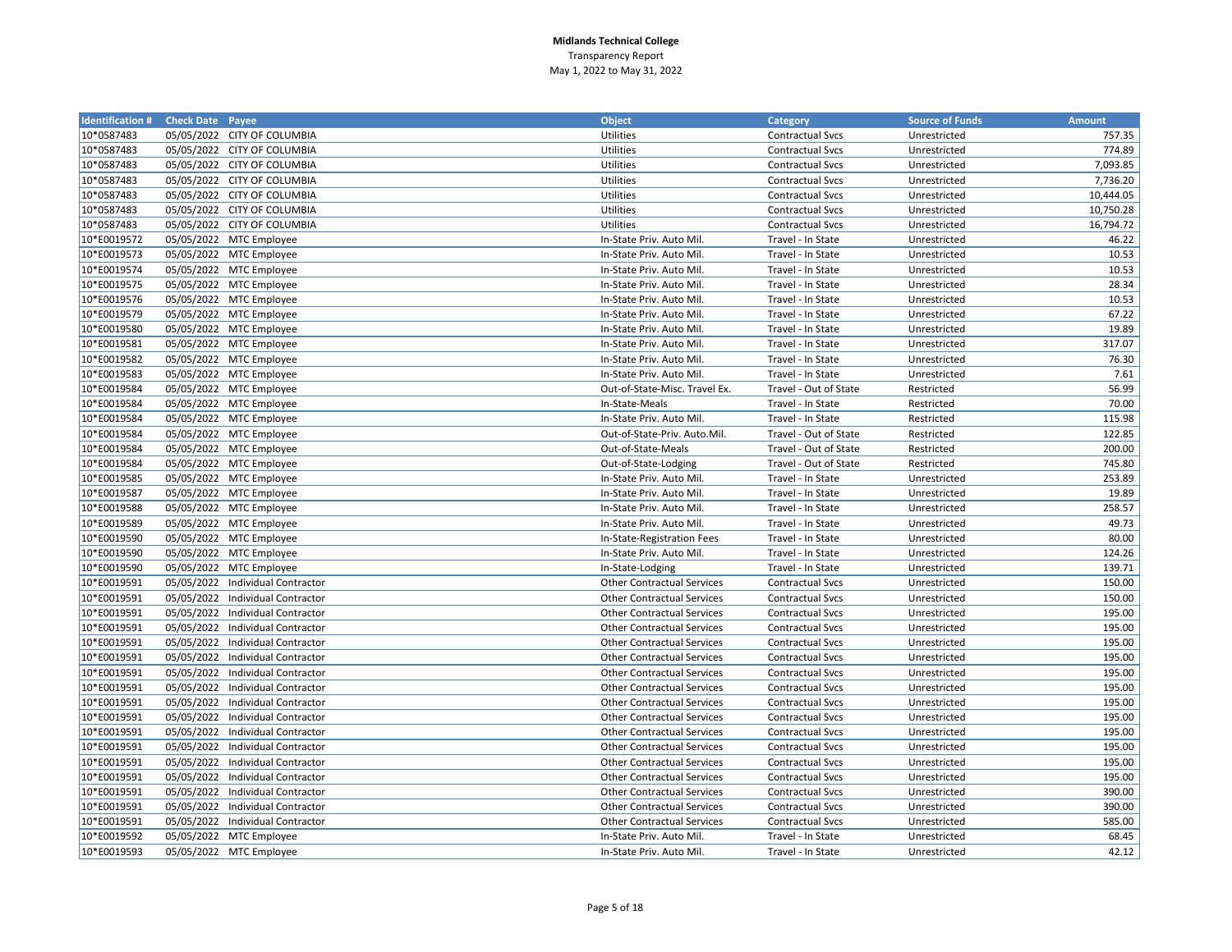**Midlands Technical College**
Transparency Report
May 1, 2022 to May 31, 2022

| Identification # | Check Date | Payee | Object | Category | Source of Funds | Amount |
|---|---|---|---|---|---|---|
| 10*0587483 | 05/05/2022 | CITY OF COLUMBIA | Utilities | Contractual Svcs | Unrestricted | 757.35 |
| 10*0587483 | 05/05/2022 | CITY OF COLUMBIA | Utilities | Contractual Svcs | Unrestricted | 774.89 |
| 10*0587483 | 05/05/2022 | CITY OF COLUMBIA | Utilities | Contractual Svcs | Unrestricted | 7,093.85 |
| 10*0587483 | 05/05/2022 | CITY OF COLUMBIA | Utilities | Contractual Svcs | Unrestricted | 7,736.20 |
| 10*0587483 | 05/05/2022 | CITY OF COLUMBIA | Utilities | Contractual Svcs | Unrestricted | 10,444.05 |
| 10*0587483 | 05/05/2022 | CITY OF COLUMBIA | Utilities | Contractual Svcs | Unrestricted | 10,750.28 |
| 10*0587483 | 05/05/2022 | CITY OF COLUMBIA | Utilities | Contractual Svcs | Unrestricted | 16,794.72 |
| 10*E0019572 | 05/05/2022 | MTC Employee | In-State Priv. Auto Mil. | Travel - In State | Unrestricted | 46.22 |
| 10*E0019573 | 05/05/2022 | MTC Employee | In-State Priv. Auto Mil. | Travel - In State | Unrestricted | 10.53 |
| 10*E0019574 | 05/05/2022 | MTC Employee | In-State Priv. Auto Mil. | Travel - In State | Unrestricted | 10.53 |
| 10*E0019575 | 05/05/2022 | MTC Employee | In-State Priv. Auto Mil. | Travel - In State | Unrestricted | 28.34 |
| 10*E0019576 | 05/05/2022 | MTC Employee | In-State Priv. Auto Mil. | Travel - In State | Unrestricted | 10.53 |
| 10*E0019579 | 05/05/2022 | MTC Employee | In-State Priv. Auto Mil. | Travel - In State | Unrestricted | 67.22 |
| 10*E0019580 | 05/05/2022 | MTC Employee | In-State Priv. Auto Mil. | Travel - In State | Unrestricted | 19.89 |
| 10*E0019581 | 05/05/2022 | MTC Employee | In-State Priv. Auto Mil. | Travel - In State | Unrestricted | 317.07 |
| 10*E0019582 | 05/05/2022 | MTC Employee | In-State Priv. Auto Mil. | Travel - In State | Unrestricted | 76.30 |
| 10*E0019583 | 05/05/2022 | MTC Employee | In-State Priv. Auto Mil. | Travel - In State | Unrestricted | 7.61 |
| 10*E0019584 | 05/05/2022 | MTC Employee | Out-of-State-Misc. Travel Ex. | Travel - Out of State | Restricted | 56.99 |
| 10*E0019584 | 05/05/2022 | MTC Employee | In-State-Meals | Travel - In State | Restricted | 70.00 |
| 10*E0019584 | 05/05/2022 | MTC Employee | In-State Priv. Auto Mil. | Travel - In State | Restricted | 115.98 |
| 10*E0019584 | 05/05/2022 | MTC Employee | Out-of-State-Priv. Auto.Mil. | Travel - Out of State | Restricted | 122.85 |
| 10*E0019584 | 05/05/2022 | MTC Employee | Out-of-State-Meals | Travel - Out of State | Restricted | 200.00 |
| 10*E0019584 | 05/05/2022 | MTC Employee | Out-of-State-Lodging | Travel - Out of State | Restricted | 745.80 |
| 10*E0019585 | 05/05/2022 | MTC Employee | In-State Priv. Auto Mil. | Travel - In State | Unrestricted | 253.89 |
| 10*E0019587 | 05/05/2022 | MTC Employee | In-State Priv. Auto Mil. | Travel - In State | Unrestricted | 19.89 |
| 10*E0019588 | 05/05/2022 | MTC Employee | In-State Priv. Auto Mil. | Travel - In State | Unrestricted | 258.57 |
| 10*E0019589 | 05/05/2022 | MTC Employee | In-State Priv. Auto Mil. | Travel - In State | Unrestricted | 49.73 |
| 10*E0019590 | 05/05/2022 | MTC Employee | In-State-Registration Fees | Travel - In State | Unrestricted | 80.00 |
| 10*E0019590 | 05/05/2022 | MTC Employee | In-State Priv. Auto Mil. | Travel - In State | Unrestricted | 124.26 |
| 10*E0019590 | 05/05/2022 | MTC Employee | In-State-Lodging | Travel - In State | Unrestricted | 139.71 |
| 10*E0019591 | 05/05/2022 | Individual Contractor | Other Contractual Services | Contractual Svcs | Unrestricted | 150.00 |
| 10*E0019591 | 05/05/2022 | Individual Contractor | Other Contractual Services | Contractual Svcs | Unrestricted | 150.00 |
| 10*E0019591 | 05/05/2022 | Individual Contractor | Other Contractual Services | Contractual Svcs | Unrestricted | 195.00 |
| 10*E0019591 | 05/05/2022 | Individual Contractor | Other Contractual Services | Contractual Svcs | Unrestricted | 195.00 |
| 10*E0019591 | 05/05/2022 | Individual Contractor | Other Contractual Services | Contractual Svcs | Unrestricted | 195.00 |
| 10*E0019591 | 05/05/2022 | Individual Contractor | Other Contractual Services | Contractual Svcs | Unrestricted | 195.00 |
| 10*E0019591 | 05/05/2022 | Individual Contractor | Other Contractual Services | Contractual Svcs | Unrestricted | 195.00 |
| 10*E0019591 | 05/05/2022 | Individual Contractor | Other Contractual Services | Contractual Svcs | Unrestricted | 195.00 |
| 10*E0019591 | 05/05/2022 | Individual Contractor | Other Contractual Services | Contractual Svcs | Unrestricted | 195.00 |
| 10*E0019591 | 05/05/2022 | Individual Contractor | Other Contractual Services | Contractual Svcs | Unrestricted | 195.00 |
| 10*E0019591 | 05/05/2022 | Individual Contractor | Other Contractual Services | Contractual Svcs | Unrestricted | 195.00 |
| 10*E0019591 | 05/05/2022 | Individual Contractor | Other Contractual Services | Contractual Svcs | Unrestricted | 195.00 |
| 10*E0019591 | 05/05/2022 | Individual Contractor | Other Contractual Services | Contractual Svcs | Unrestricted | 195.00 |
| 10*E0019591 | 05/05/2022 | Individual Contractor | Other Contractual Services | Contractual Svcs | Unrestricted | 195.00 |
| 10*E0019591 | 05/05/2022 | Individual Contractor | Other Contractual Services | Contractual Svcs | Unrestricted | 390.00 |
| 10*E0019591 | 05/05/2022 | Individual Contractor | Other Contractual Services | Contractual Svcs | Unrestricted | 390.00 |
| 10*E0019591 | 05/05/2022 | Individual Contractor | Other Contractual Services | Contractual Svcs | Unrestricted | 585.00 |
| 10*E0019592 | 05/05/2022 | MTC Employee | In-State Priv. Auto Mil. | Travel - In State | Unrestricted | 68.45 |
| 10*E0019593 | 05/05/2022 | MTC Employee | In-State Priv. Auto Mil. | Travel - In State | Unrestricted | 42.12 |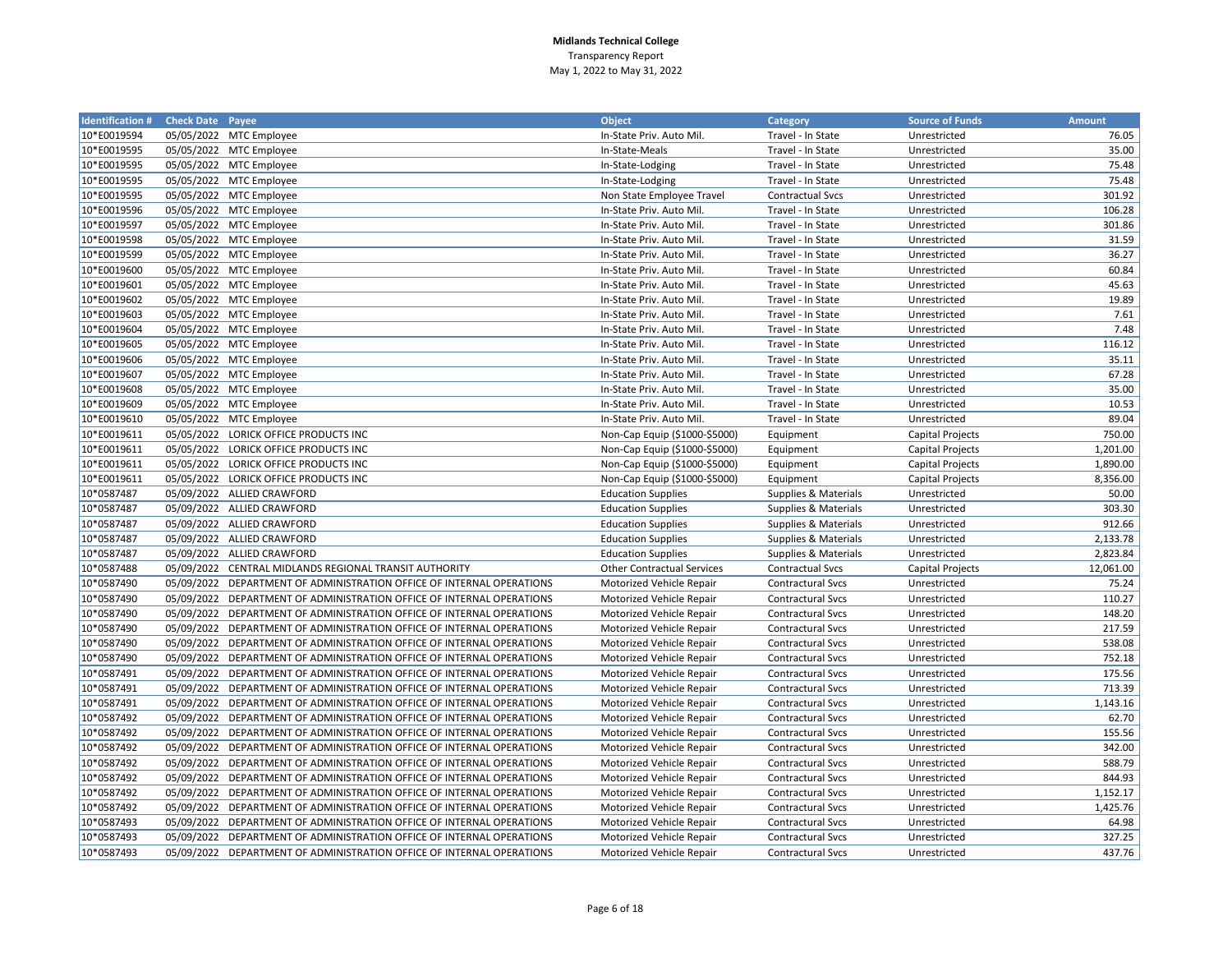**Midlands Technical College**
Transparency Report
May 1, 2022 to May 31, 2022

| Identification # | Check Date | Payee | Object | Category | Source of Funds | Amount |
|---|---|---|---|---|---|---|
| 10*E0019594 | 05/05/2022 | MTC Employee | In-State Priv. Auto Mil. | Travel - In State | Unrestricted | 76.05 |
| 10*E0019595 | 05/05/2022 | MTC Employee | In-State-Meals | Travel - In State | Unrestricted | 35.00 |
| 10*E0019595 | 05/05/2022 | MTC Employee | In-State-Lodging | Travel - In State | Unrestricted | 75.48 |
| 10*E0019595 | 05/05/2022 | MTC Employee | In-State-Lodging | Travel - In State | Unrestricted | 75.48 |
| 10*E0019595 | 05/05/2022 | MTC Employee | Non State Employee Travel | Contractual Svcs | Unrestricted | 301.92 |
| 10*E0019596 | 05/05/2022 | MTC Employee | In-State Priv. Auto Mil. | Travel - In State | Unrestricted | 106.28 |
| 10*E0019597 | 05/05/2022 | MTC Employee | In-State Priv. Auto Mil. | Travel - In State | Unrestricted | 301.86 |
| 10*E0019598 | 05/05/2022 | MTC Employee | In-State Priv. Auto Mil. | Travel - In State | Unrestricted | 31.59 |
| 10*E0019599 | 05/05/2022 | MTC Employee | In-State Priv. Auto Mil. | Travel - In State | Unrestricted | 36.27 |
| 10*E0019600 | 05/05/2022 | MTC Employee | In-State Priv. Auto Mil. | Travel - In State | Unrestricted | 60.84 |
| 10*E0019601 | 05/05/2022 | MTC Employee | In-State Priv. Auto Mil. | Travel - In State | Unrestricted | 45.63 |
| 10*E0019602 | 05/05/2022 | MTC Employee | In-State Priv. Auto Mil. | Travel - In State | Unrestricted | 19.89 |
| 10*E0019603 | 05/05/2022 | MTC Employee | In-State Priv. Auto Mil. | Travel - In State | Unrestricted | 7.61 |
| 10*E0019604 | 05/05/2022 | MTC Employee | In-State Priv. Auto Mil. | Travel - In State | Unrestricted | 7.48 |
| 10*E0019605 | 05/05/2022 | MTC Employee | In-State Priv. Auto Mil. | Travel - In State | Unrestricted | 116.12 |
| 10*E0019606 | 05/05/2022 | MTC Employee | In-State Priv. Auto Mil. | Travel - In State | Unrestricted | 35.11 |
| 10*E0019607 | 05/05/2022 | MTC Employee | In-State Priv. Auto Mil. | Travel - In State | Unrestricted | 67.28 |
| 10*E0019608 | 05/05/2022 | MTC Employee | In-State Priv. Auto Mil. | Travel - In State | Unrestricted | 35.00 |
| 10*E0019609 | 05/05/2022 | MTC Employee | In-State Priv. Auto Mil. | Travel - In State | Unrestricted | 10.53 |
| 10*E0019610 | 05/05/2022 | MTC Employee | In-State Priv. Auto Mil. | Travel - In State | Unrestricted | 89.04 |
| 10*E0019611 | 05/05/2022 | LORICK OFFICE PRODUCTS INC | Non-Cap Equip ($1000-$5000) | Equipment | Capital Projects | 750.00 |
| 10*E0019611 | 05/05/2022 | LORICK OFFICE PRODUCTS INC | Non-Cap Equip ($1000-$5000) | Equipment | Capital Projects | 1,201.00 |
| 10*E0019611 | 05/05/2022 | LORICK OFFICE PRODUCTS INC | Non-Cap Equip ($1000-$5000) | Equipment | Capital Projects | 1,890.00 |
| 10*E0019611 | 05/05/2022 | LORICK OFFICE PRODUCTS INC | Non-Cap Equip ($1000-$5000) | Equipment | Capital Projects | 8,356.00 |
| 10*0587487 | 05/09/2022 | ALLIED CRAWFORD | Education Supplies | Supplies & Materials | Unrestricted | 50.00 |
| 10*0587487 | 05/09/2022 | ALLIED CRAWFORD | Education Supplies | Supplies & Materials | Unrestricted | 303.30 |
| 10*0587487 | 05/09/2022 | ALLIED CRAWFORD | Education Supplies | Supplies & Materials | Unrestricted | 912.66 |
| 10*0587487 | 05/09/2022 | ALLIED CRAWFORD | Education Supplies | Supplies & Materials | Unrestricted | 2,133.78 |
| 10*0587487 | 05/09/2022 | ALLIED CRAWFORD | Education Supplies | Supplies & Materials | Unrestricted | 2,823.84 |
| 10*0587488 | 05/09/2022 | CENTRAL MIDLANDS REGIONAL TRANSIT AUTHORITY | Other Contractual Services | Contractual Svcs | Capital Projects | 12,061.00 |
| 10*0587490 | 05/09/2022 | DEPARTMENT OF ADMINISTRATION OFFICE OF INTERNAL OPERATIONS | Motorized Vehicle Repair | Contractual Svcs | Unrestricted | 75.24 |
| 10*0587490 | 05/09/2022 | DEPARTMENT OF ADMINISTRATION OFFICE OF INTERNAL OPERATIONS | Motorized Vehicle Repair | Contractual Svcs | Unrestricted | 110.27 |
| 10*0587490 | 05/09/2022 | DEPARTMENT OF ADMINISTRATION OFFICE OF INTERNAL OPERATIONS | Motorized Vehicle Repair | Contractual Svcs | Unrestricted | 148.20 |
| 10*0587490 | 05/09/2022 | DEPARTMENT OF ADMINISTRATION OFFICE OF INTERNAL OPERATIONS | Motorized Vehicle Repair | Contractual Svcs | Unrestricted | 217.59 |
| 10*0587490 | 05/09/2022 | DEPARTMENT OF ADMINISTRATION OFFICE OF INTERNAL OPERATIONS | Motorized Vehicle Repair | Contractual Svcs | Unrestricted | 538.08 |
| 10*0587490 | 05/09/2022 | DEPARTMENT OF ADMINISTRATION OFFICE OF INTERNAL OPERATIONS | Motorized Vehicle Repair | Contractual Svcs | Unrestricted | 752.18 |
| 10*0587491 | 05/09/2022 | DEPARTMENT OF ADMINISTRATION OFFICE OF INTERNAL OPERATIONS | Motorized Vehicle Repair | Contractual Svcs | Unrestricted | 175.56 |
| 10*0587491 | 05/09/2022 | DEPARTMENT OF ADMINISTRATION OFFICE OF INTERNAL OPERATIONS | Motorized Vehicle Repair | Contractual Svcs | Unrestricted | 713.39 |
| 10*0587491 | 05/09/2022 | DEPARTMENT OF ADMINISTRATION OFFICE OF INTERNAL OPERATIONS | Motorized Vehicle Repair | Contractual Svcs | Unrestricted | 1,143.16 |
| 10*0587492 | 05/09/2022 | DEPARTMENT OF ADMINISTRATION OFFICE OF INTERNAL OPERATIONS | Motorized Vehicle Repair | Contractual Svcs | Unrestricted | 62.70 |
| 10*0587492 | 05/09/2022 | DEPARTMENT OF ADMINISTRATION OFFICE OF INTERNAL OPERATIONS | Motorized Vehicle Repair | Contractual Svcs | Unrestricted | 155.56 |
| 10*0587492 | 05/09/2022 | DEPARTMENT OF ADMINISTRATION OFFICE OF INTERNAL OPERATIONS | Motorized Vehicle Repair | Contractual Svcs | Unrestricted | 342.00 |
| 10*0587492 | 05/09/2022 | DEPARTMENT OF ADMINISTRATION OFFICE OF INTERNAL OPERATIONS | Motorized Vehicle Repair | Contractual Svcs | Unrestricted | 588.79 |
| 10*0587492 | 05/09/2022 | DEPARTMENT OF ADMINISTRATION OFFICE OF INTERNAL OPERATIONS | Motorized Vehicle Repair | Contractual Svcs | Unrestricted | 844.93 |
| 10*0587492 | 05/09/2022 | DEPARTMENT OF ADMINISTRATION OFFICE OF INTERNAL OPERATIONS | Motorized Vehicle Repair | Contractual Svcs | Unrestricted | 1,152.17 |
| 10*0587492 | 05/09/2022 | DEPARTMENT OF ADMINISTRATION OFFICE OF INTERNAL OPERATIONS | Motorized Vehicle Repair | Contractual Svcs | Unrestricted | 1,425.76 |
| 10*0587493 | 05/09/2022 | DEPARTMENT OF ADMINISTRATION OFFICE OF INTERNAL OPERATIONS | Motorized Vehicle Repair | Contractual Svcs | Unrestricted | 64.98 |
| 10*0587493 | 05/09/2022 | DEPARTMENT OF ADMINISTRATION OFFICE OF INTERNAL OPERATIONS | Motorized Vehicle Repair | Contractual Svcs | Unrestricted | 327.25 |
| 10*0587493 | 05/09/2022 | DEPARTMENT OF ADMINISTRATION OFFICE OF INTERNAL OPERATIONS | Motorized Vehicle Repair | Contractual Svcs | Unrestricted | 437.76 |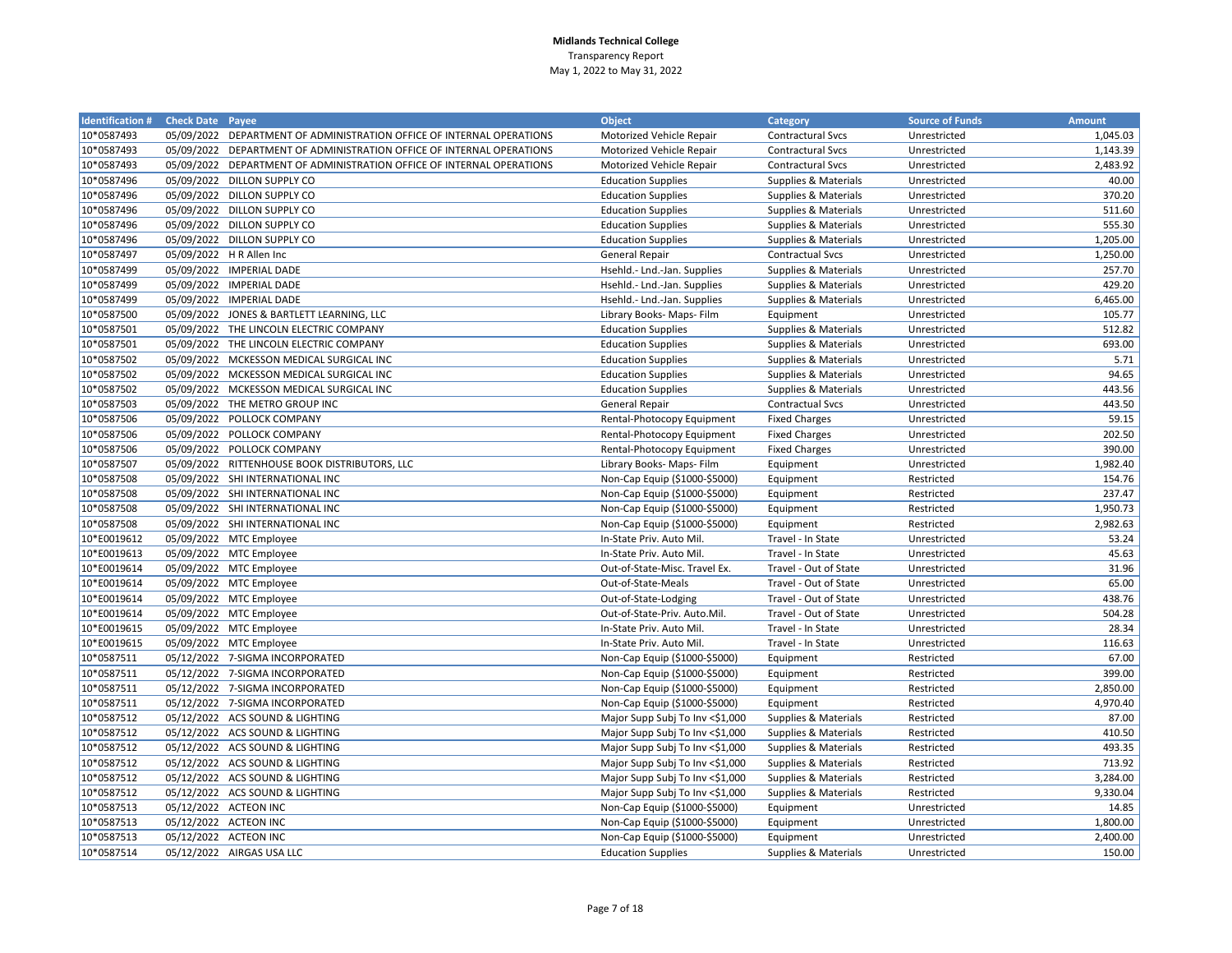**Midlands Technical College**
Transparency Report
May 1, 2022 to May 31, 2022

| Identification # | Check Date | Payee | Object | Category | Source of Funds | Amount |
|---|---|---|---|---|---|---|
| 10*0587493 | 05/09/2022 | DEPARTMENT OF ADMINISTRATION OFFICE OF INTERNAL OPERATIONS | Motorized Vehicle Repair | Contractual Svcs | Unrestricted | 1,045.03 |
| 10*0587493 | 05/09/2022 | DEPARTMENT OF ADMINISTRATION OFFICE OF INTERNAL OPERATIONS | Motorized Vehicle Repair | Contractual Svcs | Unrestricted | 1,143.39 |
| 10*0587493 | 05/09/2022 | DEPARTMENT OF ADMINISTRATION OFFICE OF INTERNAL OPERATIONS | Motorized Vehicle Repair | Contractual Svcs | Unrestricted | 2,483.92 |
| 10*0587496 | 05/09/2022 | DILLON SUPPLY CO | Education Supplies | Supplies & Materials | Unrestricted | 40.00 |
| 10*0587496 | 05/09/2022 | DILLON SUPPLY CO | Education Supplies | Supplies & Materials | Unrestricted | 370.20 |
| 10*0587496 | 05/09/2022 | DILLON SUPPLY CO | Education Supplies | Supplies & Materials | Unrestricted | 511.60 |
| 10*0587496 | 05/09/2022 | DILLON SUPPLY CO | Education Supplies | Supplies & Materials | Unrestricted | 555.30 |
| 10*0587496 | 05/09/2022 | DILLON SUPPLY CO | Education Supplies | Supplies & Materials | Unrestricted | 1,205.00 |
| 10*0587497 | 05/09/2022 | H R Allen Inc | General Repair | Contractual Svcs | Unrestricted | 1,250.00 |
| 10*0587499 | 05/09/2022 | IMPERIAL DADE | Hsehld.- Lnd.-Jan. Supplies | Supplies & Materials | Unrestricted | 257.70 |
| 10*0587499 | 05/09/2022 | IMPERIAL DADE | Hsehld.- Lnd.-Jan. Supplies | Supplies & Materials | Unrestricted | 429.20 |
| 10*0587499 | 05/09/2022 | IMPERIAL DADE | Hsehld.- Lnd.-Jan. Supplies | Supplies & Materials | Unrestricted | 6,465.00 |
| 10*0587500 | 05/09/2022 | JONES & BARTLETT LEARNING, LLC | Library Books- Maps- Film | Equipment | Unrestricted | 105.77 |
| 10*0587501 | 05/09/2022 | THE LINCOLN ELECTRIC COMPANY | Education Supplies | Supplies & Materials | Unrestricted | 512.82 |
| 10*0587501 | 05/09/2022 | THE LINCOLN ELECTRIC COMPANY | Education Supplies | Supplies & Materials | Unrestricted | 693.00 |
| 10*0587502 | 05/09/2022 | MCKESSON MEDICAL SURGICAL INC | Education Supplies | Supplies & Materials | Unrestricted | 5.71 |
| 10*0587502 | 05/09/2022 | MCKESSON MEDICAL SURGICAL INC | Education Supplies | Supplies & Materials | Unrestricted | 94.65 |
| 10*0587502 | 05/09/2022 | MCKESSON MEDICAL SURGICAL INC | Education Supplies | Supplies & Materials | Unrestricted | 443.56 |
| 10*0587503 | 05/09/2022 | THE METRO GROUP INC | General Repair | Contractual Svcs | Unrestricted | 443.50 |
| 10*0587506 | 05/09/2022 | POLLOCK COMPANY | Rental-Photocopy Equipment | Fixed Charges | Unrestricted | 59.15 |
| 10*0587506 | 05/09/2022 | POLLOCK COMPANY | Rental-Photocopy Equipment | Fixed Charges | Unrestricted | 202.50 |
| 10*0587506 | 05/09/2022 | POLLOCK COMPANY | Rental-Photocopy Equipment | Fixed Charges | Unrestricted | 390.00 |
| 10*0587507 | 05/09/2022 | RITTENHOUSE BOOK DISTRIBUTORS, LLC | Library Books- Maps- Film | Equipment | Unrestricted | 1,982.40 |
| 10*0587508 | 05/09/2022 | SHI INTERNATIONAL INC | Non-Cap Equip ($1000-$5000) | Equipment | Restricted | 154.76 |
| 10*0587508 | 05/09/2022 | SHI INTERNATIONAL INC | Non-Cap Equip ($1000-$5000) | Equipment | Restricted | 237.47 |
| 10*0587508 | 05/09/2022 | SHI INTERNATIONAL INC | Non-Cap Equip ($1000-$5000) | Equipment | Restricted | 1,950.73 |
| 10*0587508 | 05/09/2022 | SHI INTERNATIONAL INC | Non-Cap Equip ($1000-$5000) | Equipment | Restricted | 2,982.63 |
| 10*E0019612 | 05/09/2022 | MTC Employee | In-State Priv. Auto Mil. | Travel - In State | Unrestricted | 53.24 |
| 10*E0019613 | 05/09/2022 | MTC Employee | In-State Priv. Auto Mil. | Travel - In State | Unrestricted | 45.63 |
| 10*E0019614 | 05/09/2022 | MTC Employee | Out-of-State-Misc. Travel Ex. | Travel - Out of State | Unrestricted | 31.96 |
| 10*E0019614 | 05/09/2022 | MTC Employee | Out-of-State-Meals | Travel - Out of State | Unrestricted | 65.00 |
| 10*E0019614 | 05/09/2022 | MTC Employee | Out-of-State-Lodging | Travel - Out of State | Unrestricted | 438.76 |
| 10*E0019614 | 05/09/2022 | MTC Employee | Out-of-State-Priv. Auto.Mil. | Travel - Out of State | Unrestricted | 504.28 |
| 10*E0019615 | 05/09/2022 | MTC Employee | In-State Priv. Auto Mil. | Travel - In State | Unrestricted | 28.34 |
| 10*E0019615 | 05/09/2022 | MTC Employee | In-State Priv. Auto Mil. | Travel - In State | Unrestricted | 116.63 |
| 10*0587511 | 05/12/2022 | 7-SIGMA INCORPORATED | Non-Cap Equip ($1000-$5000) | Equipment | Restricted | 67.00 |
| 10*0587511 | 05/12/2022 | 7-SIGMA INCORPORATED | Non-Cap Equip ($1000-$5000) | Equipment | Restricted | 399.00 |
| 10*0587511 | 05/12/2022 | 7-SIGMA INCORPORATED | Non-Cap Equip ($1000-$5000) | Equipment | Restricted | 2,850.00 |
| 10*0587511 | 05/12/2022 | 7-SIGMA INCORPORATED | Non-Cap Equip ($1000-$5000) | Equipment | Restricted | 4,970.40 |
| 10*0587512 | 05/12/2022 | ACS SOUND & LIGHTING | Major Supp Subj To Inv <$1,000 | Supplies & Materials | Restricted | 87.00 |
| 10*0587512 | 05/12/2022 | ACS SOUND & LIGHTING | Major Supp Subj To Inv <$1,000 | Supplies & Materials | Restricted | 410.50 |
| 10*0587512 | 05/12/2022 | ACS SOUND & LIGHTING | Major Supp Subj To Inv <$1,000 | Supplies & Materials | Restricted | 493.35 |
| 10*0587512 | 05/12/2022 | ACS SOUND & LIGHTING | Major Supp Subj To Inv <$1,000 | Supplies & Materials | Restricted | 713.92 |
| 10*0587512 | 05/12/2022 | ACS SOUND & LIGHTING | Major Supp Subj To Inv <$1,000 | Supplies & Materials | Restricted | 3,284.00 |
| 10*0587512 | 05/12/2022 | ACS SOUND & LIGHTING | Major Supp Subj To Inv <$1,000 | Supplies & Materials | Restricted | 9,330.04 |
| 10*0587513 | 05/12/2022 | ACTEON INC | Non-Cap Equip ($1000-$5000) | Equipment | Unrestricted | 14.85 |
| 10*0587513 | 05/12/2022 | ACTEON INC | Non-Cap Equip ($1000-$5000) | Equipment | Unrestricted | 1,800.00 |
| 10*0587513 | 05/12/2022 | ACTEON INC | Non-Cap Equip ($1000-$5000) | Equipment | Unrestricted | 2,400.00 |
| 10*0587514 | 05/12/2022 | AIRGAS USA LLC | Education Supplies | Supplies & Materials | Unrestricted | 150.00 |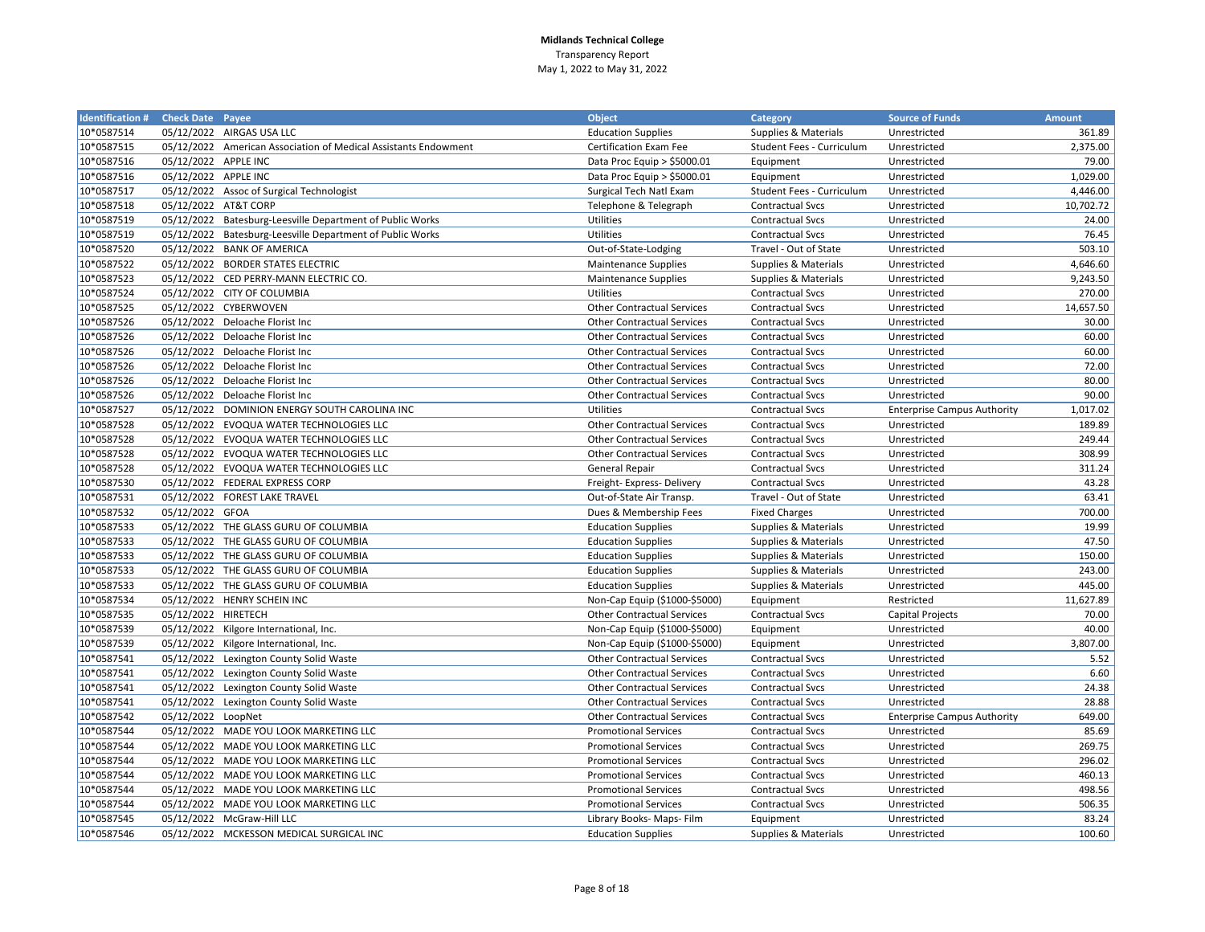**Midlands Technical College**
Transparency Report
May 1, 2022 to May 31, 2022

| Identification # | Check Date | Payee | Object | Category | Source of Funds | Amount |
|---|---|---|---|---|---|---|
| 10*0587514 | 05/12/2022 | AIRGAS USA LLC | Education Supplies | Supplies & Materials | Unrestricted | 361.89 |
| 10*0587515 | 05/12/2022 | American Association of Medical Assistants Endowment | Certification Exam Fee | Student Fees - Curriculum | Unrestricted | 2,375.00 |
| 10*0587516 | 05/12/2022 | APPLE INC | Data Proc Equip > $5000.01 | Equipment | Unrestricted | 79.00 |
| 10*0587516 | 05/12/2022 | APPLE INC | Data Proc Equip > $5000.01 | Equipment | Unrestricted | 1,029.00 |
| 10*0587517 | 05/12/2022 | Assoc of Surgical Technologist | Surgical Tech Natl Exam | Student Fees - Curriculum | Unrestricted | 4,446.00 |
| 10*0587518 | 05/12/2022 | AT&T CORP | Telephone & Telegraph | Contractual Svcs | Unrestricted | 10,702.72 |
| 10*0587519 | 05/12/2022 | Batesburg-Leesville Department of Public Works | Utilities | Contractual Svcs | Unrestricted | 24.00 |
| 10*0587519 | 05/12/2022 | Batesburg-Leesville Department of Public Works | Utilities | Contractual Svcs | Unrestricted | 76.45 |
| 10*0587520 | 05/12/2022 | BANK OF AMERICA | Out-of-State-Lodging | Travel - Out of State | Unrestricted | 503.10 |
| 10*0587522 | 05/12/2022 | BORDER STATES ELECTRIC | Maintenance Supplies | Supplies & Materials | Unrestricted | 4,646.60 |
| 10*0587523 | 05/12/2022 | CED PERRY-MANN ELECTRIC CO. | Maintenance Supplies | Supplies & Materials | Unrestricted | 9,243.50 |
| 10*0587524 | 05/12/2022 | CITY OF COLUMBIA | Utilities | Contractual Svcs | Unrestricted | 270.00 |
| 10*0587525 | 05/12/2022 | CYBERWOVEN | Other Contractual Services | Contractual Svcs | Unrestricted | 14,657.50 |
| 10*0587526 | 05/12/2022 | Deloache Florist Inc | Other Contractual Services | Contractual Svcs | Unrestricted | 30.00 |
| 10*0587526 | 05/12/2022 | Deloache Florist Inc | Other Contractual Services | Contractual Svcs | Unrestricted | 60.00 |
| 10*0587526 | 05/12/2022 | Deloache Florist Inc | Other Contractual Services | Contractual Svcs | Unrestricted | 60.00 |
| 10*0587526 | 05/12/2022 | Deloache Florist Inc | Other Contractual Services | Contractual Svcs | Unrestricted | 72.00 |
| 10*0587526 | 05/12/2022 | Deloache Florist Inc | Other Contractual Services | Contractual Svcs | Unrestricted | 80.00 |
| 10*0587526 | 05/12/2022 | Deloache Florist Inc | Other Contractual Services | Contractual Svcs | Unrestricted | 90.00 |
| 10*0587527 | 05/12/2022 | DOMINION ENERGY SOUTH CAROLINA INC | Utilities | Contractual Svcs | Enterprise Campus Authority | 1,017.02 |
| 10*0587528 | 05/12/2022 | EVOQUA WATER TECHNOLOGIES LLC | Other Contractual Services | Contractual Svcs | Unrestricted | 189.89 |
| 10*0587528 | 05/12/2022 | EVOQUA WATER TECHNOLOGIES LLC | Other Contractual Services | Contractual Svcs | Unrestricted | 249.44 |
| 10*0587528 | 05/12/2022 | EVOQUA WATER TECHNOLOGIES LLC | Other Contractual Services | Contractual Svcs | Unrestricted | 308.99 |
| 10*0587528 | 05/12/2022 | EVOQUA WATER TECHNOLOGIES LLC | General Repair | Contractual Svcs | Unrestricted | 311.24 |
| 10*0587530 | 05/12/2022 | FEDERAL EXPRESS CORP | Freight- Express- Delivery | Contractual Svcs | Unrestricted | 43.28 |
| 10*0587531 | 05/12/2022 | FOREST LAKE TRAVEL | Out-of-State Air Transp. | Travel - Out of State | Unrestricted | 63.41 |
| 10*0587532 | 05/12/2022 | GFOA | Dues & Membership Fees | Fixed Charges | Unrestricted | 700.00 |
| 10*0587533 | 05/12/2022 | THE GLASS GURU OF COLUMBIA | Education Supplies | Supplies & Materials | Unrestricted | 19.99 |
| 10*0587533 | 05/12/2022 | THE GLASS GURU OF COLUMBIA | Education Supplies | Supplies & Materials | Unrestricted | 47.50 |
| 10*0587533 | 05/12/2022 | THE GLASS GURU OF COLUMBIA | Education Supplies | Supplies & Materials | Unrestricted | 150.00 |
| 10*0587533 | 05/12/2022 | THE GLASS GURU OF COLUMBIA | Education Supplies | Supplies & Materials | Unrestricted | 243.00 |
| 10*0587533 | 05/12/2022 | THE GLASS GURU OF COLUMBIA | Education Supplies | Supplies & Materials | Unrestricted | 445.00 |
| 10*0587534 | 05/12/2022 | HENRY SCHEIN INC | Non-Cap Equip ($1000-$5000) | Equipment | Restricted | 11,627.89 |
| 10*0587535 | 05/12/2022 | HIRETECH | Other Contractual Services | Contractual Svcs | Capital Projects | 70.00 |
| 10*0587539 | 05/12/2022 | Kilgore International, Inc. | Non-Cap Equip ($1000-$5000) | Equipment | Unrestricted | 40.00 |
| 10*0587539 | 05/12/2022 | Kilgore International, Inc. | Non-Cap Equip ($1000-$5000) | Equipment | Unrestricted | 3,807.00 |
| 10*0587541 | 05/12/2022 | Lexington County Solid Waste | Other Contractual Services | Contractual Svcs | Unrestricted | 5.52 |
| 10*0587541 | 05/12/2022 | Lexington County Solid Waste | Other Contractual Services | Contractual Svcs | Unrestricted | 6.60 |
| 10*0587541 | 05/12/2022 | Lexington County Solid Waste | Other Contractual Services | Contractual Svcs | Unrestricted | 24.38 |
| 10*0587541 | 05/12/2022 | Lexington County Solid Waste | Other Contractual Services | Contractual Svcs | Unrestricted | 28.88 |
| 10*0587542 | 05/12/2022 | LoopNet | Other Contractual Services | Contractual Svcs | Enterprise Campus Authority | 649.00 |
| 10*0587544 | 05/12/2022 | MADE YOU LOOK MARKETING LLC | Promotional Services | Contractual Svcs | Unrestricted | 85.69 |
| 10*0587544 | 05/12/2022 | MADE YOU LOOK MARKETING LLC | Promotional Services | Contractual Svcs | Unrestricted | 269.75 |
| 10*0587544 | 05/12/2022 | MADE YOU LOOK MARKETING LLC | Promotional Services | Contractual Svcs | Unrestricted | 296.02 |
| 10*0587544 | 05/12/2022 | MADE YOU LOOK MARKETING LLC | Promotional Services | Contractual Svcs | Unrestricted | 460.13 |
| 10*0587544 | 05/12/2022 | MADE YOU LOOK MARKETING LLC | Promotional Services | Contractual Svcs | Unrestricted | 498.56 |
| 10*0587544 | 05/12/2022 | MADE YOU LOOK MARKETING LLC | Promotional Services | Contractual Svcs | Unrestricted | 506.35 |
| 10*0587545 | 05/12/2022 | McGraw-Hill LLC | Library Books- Maps- Film | Equipment | Unrestricted | 83.24 |
| 10*0587546 | 05/12/2022 | MCKESSON MEDICAL SURGICAL INC | Education Supplies | Supplies & Materials | Unrestricted | 100.60 |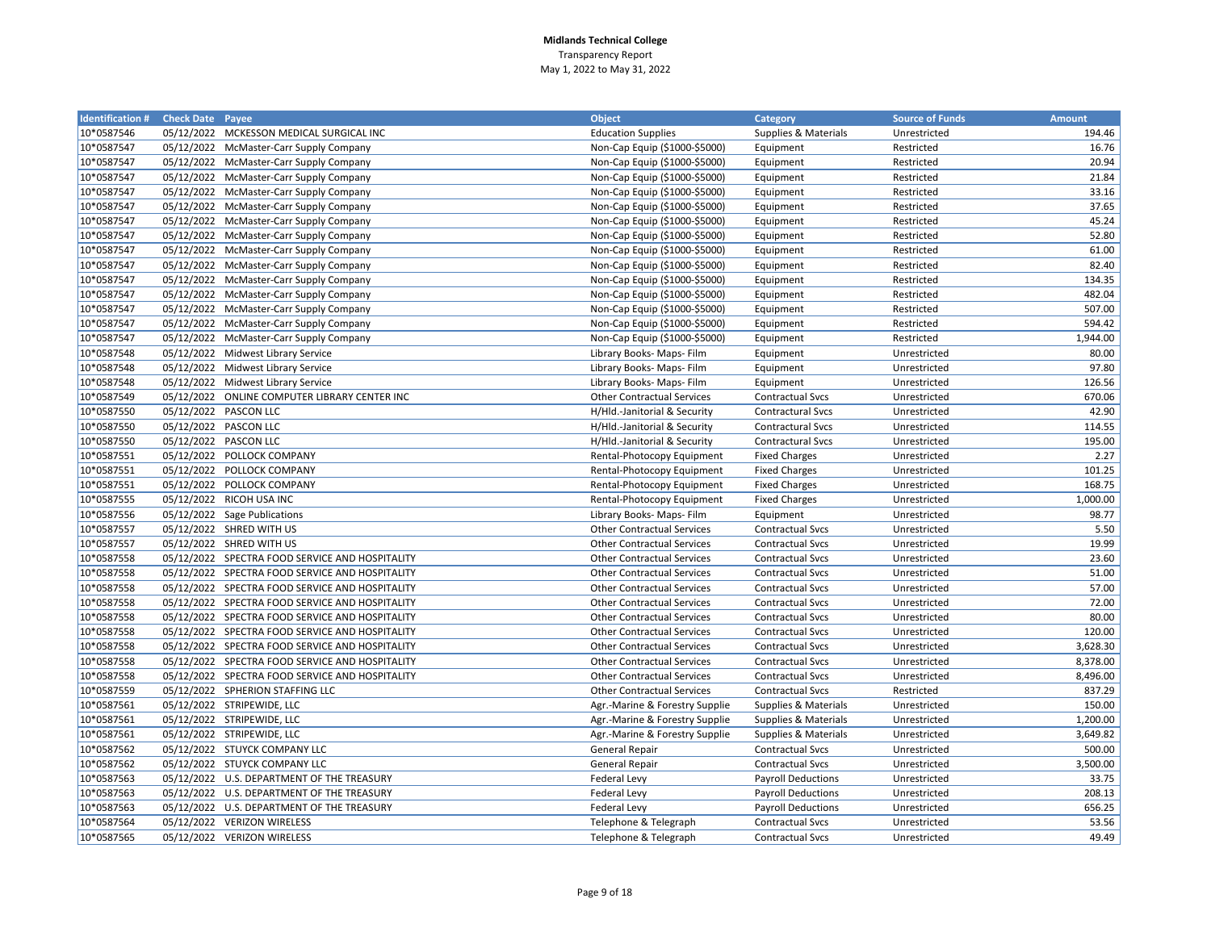**Midlands Technical College**
Transparency Report
May 1, 2022 to May 31, 2022

| Identification # | Check Date | Payee | Object | Category | Source of Funds | Amount |
|---|---|---|---|---|---|---|
| 10*0587546 | 05/12/2022 | MCKESSON MEDICAL SURGICAL INC | Education Supplies | Supplies & Materials | Unrestricted | 194.46 |
| 10*0587547 | 05/12/2022 | McMaster-Carr Supply Company | Non-Cap Equip ($1000-$5000) | Equipment | Restricted | 16.76 |
| 10*0587547 | 05/12/2022 | McMaster-Carr Supply Company | Non-Cap Equip ($1000-$5000) | Equipment | Restricted | 20.94 |
| 10*0587547 | 05/12/2022 | McMaster-Carr Supply Company | Non-Cap Equip ($1000-$5000) | Equipment | Restricted | 21.84 |
| 10*0587547 | 05/12/2022 | McMaster-Carr Supply Company | Non-Cap Equip ($1000-$5000) | Equipment | Restricted | 33.16 |
| 10*0587547 | 05/12/2022 | McMaster-Carr Supply Company | Non-Cap Equip ($1000-$5000) | Equipment | Restricted | 37.65 |
| 10*0587547 | 05/12/2022 | McMaster-Carr Supply Company | Non-Cap Equip ($1000-$5000) | Equipment | Restricted | 45.24 |
| 10*0587547 | 05/12/2022 | McMaster-Carr Supply Company | Non-Cap Equip ($1000-$5000) | Equipment | Restricted | 52.80 |
| 10*0587547 | 05/12/2022 | McMaster-Carr Supply Company | Non-Cap Equip ($1000-$5000) | Equipment | Restricted | 61.00 |
| 10*0587547 | 05/12/2022 | McMaster-Carr Supply Company | Non-Cap Equip ($1000-$5000) | Equipment | Restricted | 82.40 |
| 10*0587547 | 05/12/2022 | McMaster-Carr Supply Company | Non-Cap Equip ($1000-$5000) | Equipment | Restricted | 134.35 |
| 10*0587547 | 05/12/2022 | McMaster-Carr Supply Company | Non-Cap Equip ($1000-$5000) | Equipment | Restricted | 482.04 |
| 10*0587547 | 05/12/2022 | McMaster-Carr Supply Company | Non-Cap Equip ($1000-$5000) | Equipment | Restricted | 507.00 |
| 10*0587547 | 05/12/2022 | McMaster-Carr Supply Company | Non-Cap Equip ($1000-$5000) | Equipment | Restricted | 594.42 |
| 10*0587547 | 05/12/2022 | McMaster-Carr Supply Company | Non-Cap Equip ($1000-$5000) | Equipment | Restricted | 1,944.00 |
| 10*0587548 | 05/12/2022 | Midwest Library Service | Library Books- Maps- Film | Equipment | Unrestricted | 80.00 |
| 10*0587548 | 05/12/2022 | Midwest Library Service | Library Books- Maps- Film | Equipment | Unrestricted | 97.80 |
| 10*0587548 | 05/12/2022 | Midwest Library Service | Library Books- Maps- Film | Equipment | Unrestricted | 126.56 |
| 10*0587549 | 05/12/2022 | ONLINE COMPUTER LIBRARY CENTER INC | Other Contractual Services | Contractual Svcs | Unrestricted | 670.06 |
| 10*0587550 | 05/12/2022 | PASCON LLC | H/Hld.-Janitorial & Security | Contractual Svcs | Unrestricted | 42.90 |
| 10*0587550 | 05/12/2022 | PASCON LLC | H/Hld.-Janitorial & Security | Contractual Svcs | Unrestricted | 114.55 |
| 10*0587550 | 05/12/2022 | PASCON LLC | H/Hld.-Janitorial & Security | Contractual Svcs | Unrestricted | 195.00 |
| 10*0587551 | 05/12/2022 | POLLOCK COMPANY | Rental-Photocopy Equipment | Fixed Charges | Unrestricted | 2.27 |
| 10*0587551 | 05/12/2022 | POLLOCK COMPANY | Rental-Photocopy Equipment | Fixed Charges | Unrestricted | 101.25 |
| 10*0587551 | 05/12/2022 | POLLOCK COMPANY | Rental-Photocopy Equipment | Fixed Charges | Unrestricted | 168.75 |
| 10*0587555 | 05/12/2022 | RICOH USA INC | Rental-Photocopy Equipment | Fixed Charges | Unrestricted | 1,000.00 |
| 10*0587556 | 05/12/2022 | Sage Publications | Library Books- Maps- Film | Equipment | Unrestricted | 98.77 |
| 10*0587557 | 05/12/2022 | SHRED WITH US | Other Contractual Services | Contractual Svcs | Unrestricted | 5.50 |
| 10*0587557 | 05/12/2022 | SHRED WITH US | Other Contractual Services | Contractual Svcs | Unrestricted | 19.99 |
| 10*0587558 | 05/12/2022 | SPECTRA FOOD SERVICE AND HOSPITALITY | Other Contractual Services | Contractual Svcs | Unrestricted | 23.60 |
| 10*0587558 | 05/12/2022 | SPECTRA FOOD SERVICE AND HOSPITALITY | Other Contractual Services | Contractual Svcs | Unrestricted | 51.00 |
| 10*0587558 | 05/12/2022 | SPECTRA FOOD SERVICE AND HOSPITALITY | Other Contractual Services | Contractual Svcs | Unrestricted | 57.00 |
| 10*0587558 | 05/12/2022 | SPECTRA FOOD SERVICE AND HOSPITALITY | Other Contractual Services | Contractual Svcs | Unrestricted | 72.00 |
| 10*0587558 | 05/12/2022 | SPECTRA FOOD SERVICE AND HOSPITALITY | Other Contractual Services | Contractual Svcs | Unrestricted | 80.00 |
| 10*0587558 | 05/12/2022 | SPECTRA FOOD SERVICE AND HOSPITALITY | Other Contractual Services | Contractual Svcs | Unrestricted | 120.00 |
| 10*0587558 | 05/12/2022 | SPECTRA FOOD SERVICE AND HOSPITALITY | Other Contractual Services | Contractual Svcs | Unrestricted | 3,628.30 |
| 10*0587558 | 05/12/2022 | SPECTRA FOOD SERVICE AND HOSPITALITY | Other Contractual Services | Contractual Svcs | Unrestricted | 8,378.00 |
| 10*0587558 | 05/12/2022 | SPECTRA FOOD SERVICE AND HOSPITALITY | Other Contractual Services | Contractual Svcs | Unrestricted | 8,496.00 |
| 10*0587559 | 05/12/2022 | SPHERION STAFFING LLC | Other Contractual Services | Contractual Svcs | Restricted | 837.29 |
| 10*0587561 | 05/12/2022 | STRIPEWIDE, LLC | Agr.-Marine & Forestry Supplie | Supplies & Materials | Unrestricted | 150.00 |
| 10*0587561 | 05/12/2022 | STRIPEWIDE, LLC | Agr.-Marine & Forestry Supplie | Supplies & Materials | Unrestricted | 1,200.00 |
| 10*0587561 | 05/12/2022 | STRIPEWIDE, LLC | Agr.-Marine & Forestry Supplie | Supplies & Materials | Unrestricted | 3,649.82 |
| 10*0587562 | 05/12/2022 | STUYCK COMPANY LLC | General Repair | Contractual Svcs | Unrestricted | 500.00 |
| 10*0587562 | 05/12/2022 | STUYCK COMPANY LLC | General Repair | Contractual Svcs | Unrestricted | 3,500.00 |
| 10*0587563 | 05/12/2022 | U.S. DEPARTMENT OF THE TREASURY | Federal Levy | Payroll Deductions | Unrestricted | 33.75 |
| 10*0587563 | 05/12/2022 | U.S. DEPARTMENT OF THE TREASURY | Federal Levy | Payroll Deductions | Unrestricted | 208.13 |
| 10*0587563 | 05/12/2022 | U.S. DEPARTMENT OF THE TREASURY | Federal Levy | Payroll Deductions | Unrestricted | 656.25 |
| 10*0587564 | 05/12/2022 | VERIZON WIRELESS | Telephone & Telegraph | Contractual Svcs | Unrestricted | 53.56 |
| 10*0587565 | 05/12/2022 | VERIZON WIRELESS | Telephone & Telegraph | Contractual Svcs | Unrestricted | 49.49 |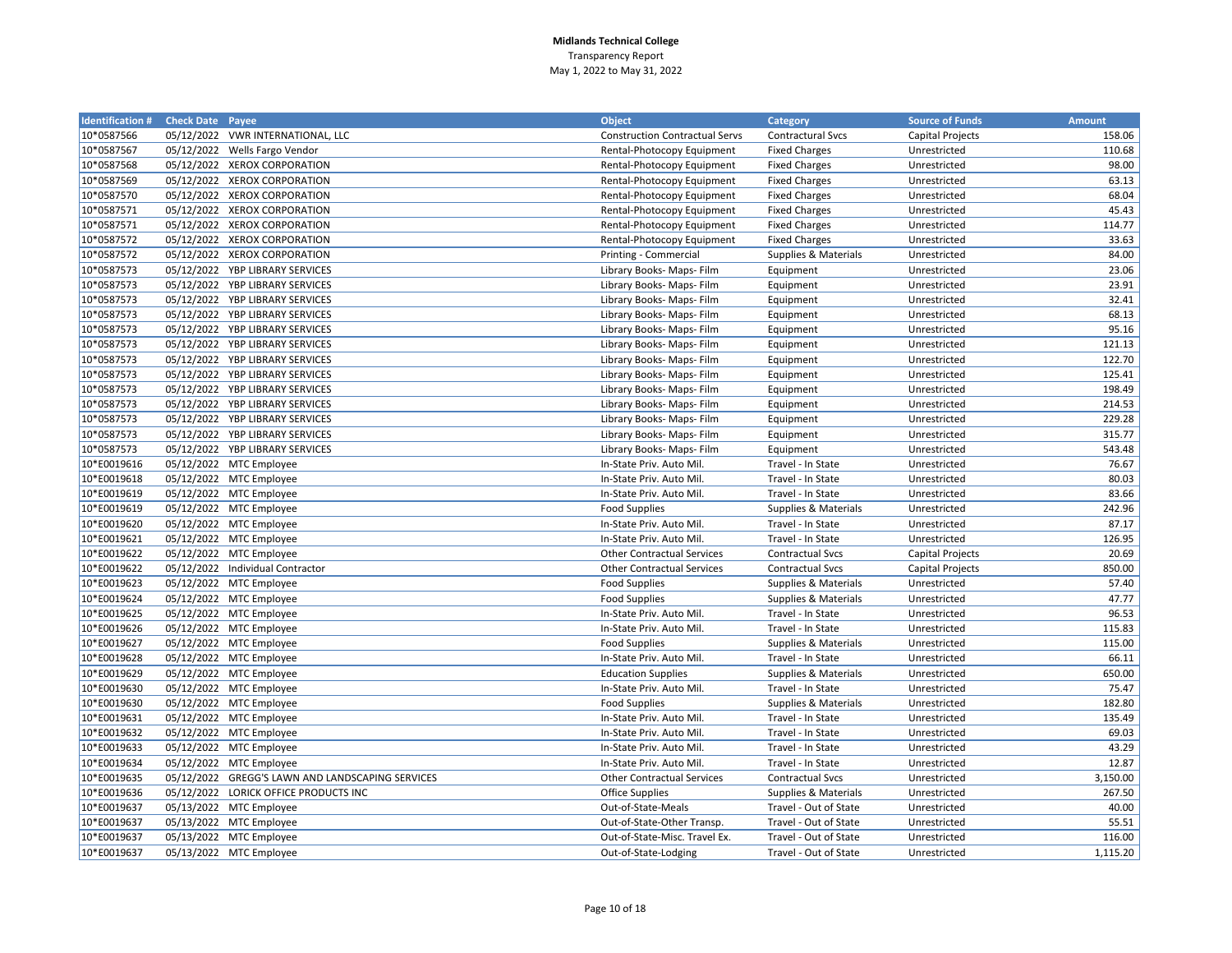**Midlands Technical College**
Transparency Report
May 1, 2022 to May 31, 2022

| Identification # | Check Date | Payee | Object | Category | Source of Funds | Amount |
|---|---|---|---|---|---|---|
| 10*0587566 | 05/12/2022 | VWR INTERNATIONAL, LLC | Construction Contractual Servs | Contractual Svcs | Capital Projects | 158.06 |
| 10*0587567 | 05/12/2022 | Wells Fargo Vendor | Rental-Photocopy Equipment | Fixed Charges | Unrestricted | 110.68 |
| 10*0587568 | 05/12/2022 | XEROX CORPORATION | Rental-Photocopy Equipment | Fixed Charges | Unrestricted | 98.00 |
| 10*0587569 | 05/12/2022 | XEROX CORPORATION | Rental-Photocopy Equipment | Fixed Charges | Unrestricted | 63.13 |
| 10*0587570 | 05/12/2022 | XEROX CORPORATION | Rental-Photocopy Equipment | Fixed Charges | Unrestricted | 68.04 |
| 10*0587571 | 05/12/2022 | XEROX CORPORATION | Rental-Photocopy Equipment | Fixed Charges | Unrestricted | 45.43 |
| 10*0587571 | 05/12/2022 | XEROX CORPORATION | Rental-Photocopy Equipment | Fixed Charges | Unrestricted | 114.77 |
| 10*0587572 | 05/12/2022 | XEROX CORPORATION | Rental-Photocopy Equipment | Fixed Charges | Unrestricted | 33.63 |
| 10*0587572 | 05/12/2022 | XEROX CORPORATION | Printing - Commercial | Supplies & Materials | Unrestricted | 84.00 |
| 10*0587573 | 05/12/2022 | YBP LIBRARY SERVICES | Library Books- Maps- Film | Equipment | Unrestricted | 23.06 |
| 10*0587573 | 05/12/2022 | YBP LIBRARY SERVICES | Library Books- Maps- Film | Equipment | Unrestricted | 23.91 |
| 10*0587573 | 05/12/2022 | YBP LIBRARY SERVICES | Library Books- Maps- Film | Equipment | Unrestricted | 32.41 |
| 10*0587573 | 05/12/2022 | YBP LIBRARY SERVICES | Library Books- Maps- Film | Equipment | Unrestricted | 68.13 |
| 10*0587573 | 05/12/2022 | YBP LIBRARY SERVICES | Library Books- Maps- Film | Equipment | Unrestricted | 95.16 |
| 10*0587573 | 05/12/2022 | YBP LIBRARY SERVICES | Library Books- Maps- Film | Equipment | Unrestricted | 121.13 |
| 10*0587573 | 05/12/2022 | YBP LIBRARY SERVICES | Library Books- Maps- Film | Equipment | Unrestricted | 122.70 |
| 10*0587573 | 05/12/2022 | YBP LIBRARY SERVICES | Library Books- Maps- Film | Equipment | Unrestricted | 125.41 |
| 10*0587573 | 05/12/2022 | YBP LIBRARY SERVICES | Library Books- Maps- Film | Equipment | Unrestricted | 198.49 |
| 10*0587573 | 05/12/2022 | YBP LIBRARY SERVICES | Library Books- Maps- Film | Equipment | Unrestricted | 214.53 |
| 10*0587573 | 05/12/2022 | YBP LIBRARY SERVICES | Library Books- Maps- Film | Equipment | Unrestricted | 229.28 |
| 10*0587573 | 05/12/2022 | YBP LIBRARY SERVICES | Library Books- Maps- Film | Equipment | Unrestricted | 315.77 |
| 10*0587573 | 05/12/2022 | YBP LIBRARY SERVICES | Library Books- Maps- Film | Equipment | Unrestricted | 543.48 |
| 10*E0019616 | 05/12/2022 | MTC Employee | In-State Priv. Auto Mil. | Travel - In State | Unrestricted | 76.67 |
| 10*E0019618 | 05/12/2022 | MTC Employee | In-State Priv. Auto Mil. | Travel - In State | Unrestricted | 80.03 |
| 10*E0019619 | 05/12/2022 | MTC Employee | In-State Priv. Auto Mil. | Travel - In State | Unrestricted | 83.66 |
| 10*E0019619 | 05/12/2022 | MTC Employee | Food Supplies | Supplies & Materials | Unrestricted | 242.96 |
| 10*E0019620 | 05/12/2022 | MTC Employee | In-State Priv. Auto Mil. | Travel - In State | Unrestricted | 87.17 |
| 10*E0019621 | 05/12/2022 | MTC Employee | In-State Priv. Auto Mil. | Travel - In State | Unrestricted | 126.95 |
| 10*E0019622 | 05/12/2022 | MTC Employee | Other Contractual Services | Contractual Svcs | Capital Projects | 20.69 |
| 10*E0019622 | 05/12/2022 | Individual Contractor | Other Contractual Services | Contractual Svcs | Capital Projects | 850.00 |
| 10*E0019623 | 05/12/2022 | MTC Employee | Food Supplies | Supplies & Materials | Unrestricted | 57.40 |
| 10*E0019624 | 05/12/2022 | MTC Employee | Food Supplies | Supplies & Materials | Unrestricted | 47.77 |
| 10*E0019625 | 05/12/2022 | MTC Employee | In-State Priv. Auto Mil. | Travel - In State | Unrestricted | 96.53 |
| 10*E0019626 | 05/12/2022 | MTC Employee | In-State Priv. Auto Mil. | Travel - In State | Unrestricted | 115.83 |
| 10*E0019627 | 05/12/2022 | MTC Employee | Food Supplies | Supplies & Materials | Unrestricted | 115.00 |
| 10*E0019628 | 05/12/2022 | MTC Employee | In-State Priv. Auto Mil. | Travel - In State | Unrestricted | 66.11 |
| 10*E0019629 | 05/12/2022 | MTC Employee | Education Supplies | Supplies & Materials | Unrestricted | 650.00 |
| 10*E0019630 | 05/12/2022 | MTC Employee | In-State Priv. Auto Mil. | Travel - In State | Unrestricted | 75.47 |
| 10*E0019630 | 05/12/2022 | MTC Employee | Food Supplies | Supplies & Materials | Unrestricted | 182.80 |
| 10*E0019631 | 05/12/2022 | MTC Employee | In-State Priv. Auto Mil. | Travel - In State | Unrestricted | 135.49 |
| 10*E0019632 | 05/12/2022 | MTC Employee | In-State Priv. Auto Mil. | Travel - In State | Unrestricted | 69.03 |
| 10*E0019633 | 05/12/2022 | MTC Employee | In-State Priv. Auto Mil. | Travel - In State | Unrestricted | 43.29 |
| 10*E0019634 | 05/12/2022 | MTC Employee | In-State Priv. Auto Mil. | Travel - In State | Unrestricted | 12.87 |
| 10*E0019635 | 05/12/2022 | GREGG'S LAWN AND LANDSCAPING SERVICES | Other Contractual Services | Contractual Svcs | Unrestricted | 3,150.00 |
| 10*E0019636 | 05/12/2022 | LORICK OFFICE PRODUCTS INC | Office Supplies | Supplies & Materials | Unrestricted | 267.50 |
| 10*E0019637 | 05/13/2022 | MTC Employee | Out-of-State-Meals | Travel - Out of State | Unrestricted | 40.00 |
| 10*E0019637 | 05/13/2022 | MTC Employee | Out-of-State-Other Transp. | Travel - Out of State | Unrestricted | 55.51 |
| 10*E0019637 | 05/13/2022 | MTC Employee | Out-of-State-Misc. Travel Ex. | Travel - Out of State | Unrestricted | 116.00 |
| 10*E0019637 | 05/13/2022 | MTC Employee | Out-of-State-Lodging | Travel - Out of State | Unrestricted | 1,115.20 |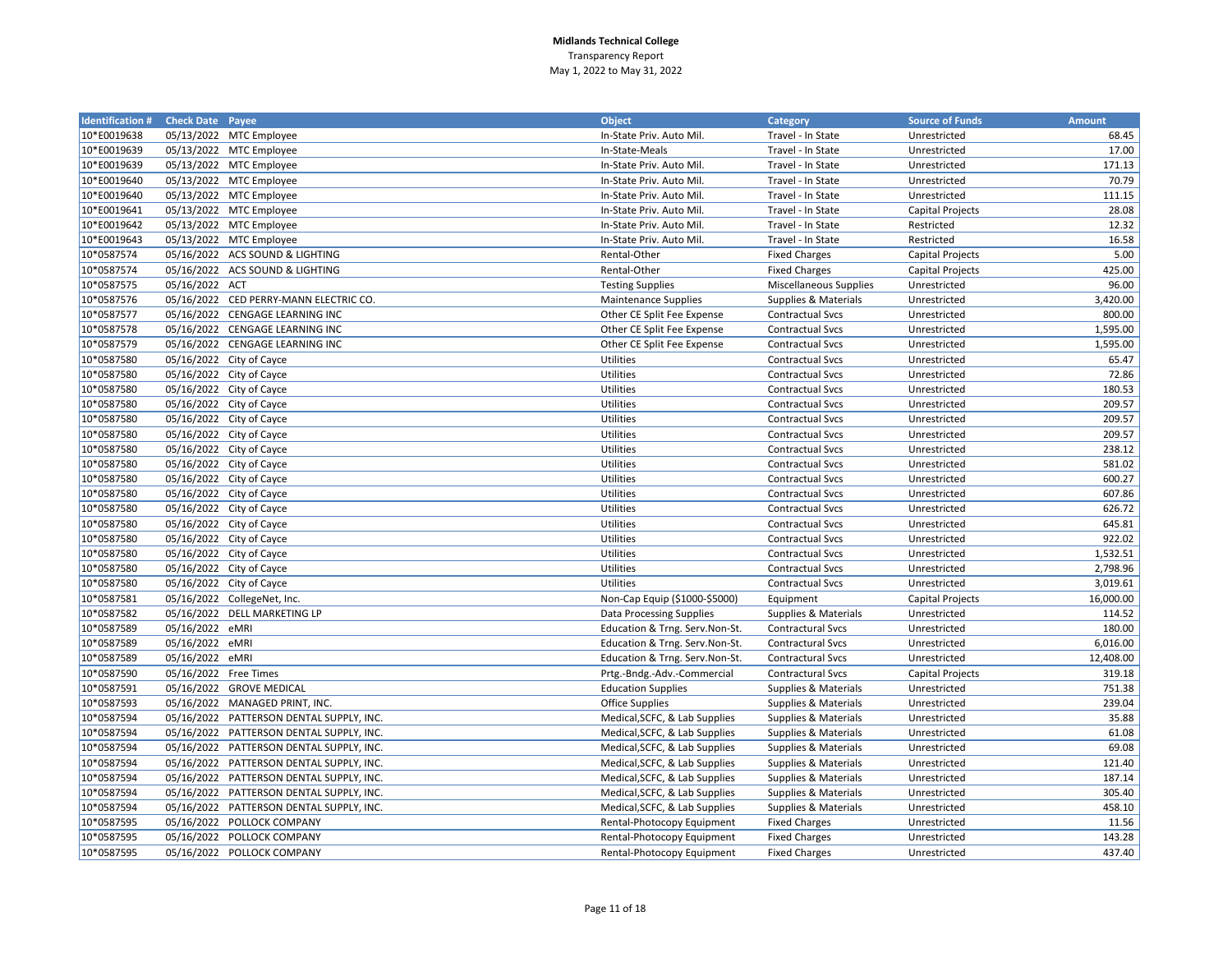**Midlands Technical College**
Transparency Report
May 1, 2022 to May 31, 2022

| Identification # | Check Date | Payee | Object | Category | Source of Funds | Amount |
|---|---|---|---|---|---|---|
| 10*E0019638 | 05/13/2022 | MTC Employee | In-State Priv. Auto Mil. | Travel - In State | Unrestricted | 68.45 |
| 10*E0019639 | 05/13/2022 | MTC Employee | In-State-Meals | Travel - In State | Unrestricted | 17.00 |
| 10*E0019639 | 05/13/2022 | MTC Employee | In-State Priv. Auto Mil. | Travel - In State | Unrestricted | 171.13 |
| 10*E0019640 | 05/13/2022 | MTC Employee | In-State Priv. Auto Mil. | Travel - In State | Unrestricted | 70.79 |
| 10*E0019640 | 05/13/2022 | MTC Employee | In-State Priv. Auto Mil. | Travel - In State | Unrestricted | 111.15 |
| 10*E0019641 | 05/13/2022 | MTC Employee | In-State Priv. Auto Mil. | Travel - In State | Capital Projects | 28.08 |
| 10*E0019642 | 05/13/2022 | MTC Employee | In-State Priv. Auto Mil. | Travel - In State | Restricted | 12.32 |
| 10*E0019643 | 05/13/2022 | MTC Employee | In-State Priv. Auto Mil. | Travel - In State | Restricted | 16.58 |
| 10*0587574 | 05/16/2022 | ACS SOUND & LIGHTING | Rental-Other | Fixed Charges | Capital Projects | 5.00 |
| 10*0587574 | 05/16/2022 | ACS SOUND & LIGHTING | Rental-Other | Fixed Charges | Capital Projects | 425.00 |
| 10*0587575 | 05/16/2022 | ACT | Testing Supplies | Miscellaneous Supplies | Unrestricted | 96.00 |
| 10*0587576 | 05/16/2022 | CED PERRY-MANN ELECTRIC CO. | Maintenance Supplies | Supplies & Materials | Unrestricted | 3,420.00 |
| 10*0587577 | 05/16/2022 | CENGAGE LEARNING INC | Other CE Split Fee Expense | Contractual Svcs | Unrestricted | 800.00 |
| 10*0587578 | 05/16/2022 | CENGAGE LEARNING INC | Other CE Split Fee Expense | Contractual Svcs | Unrestricted | 1,595.00 |
| 10*0587579 | 05/16/2022 | CENGAGE LEARNING INC | Other CE Split Fee Expense | Contractual Svcs | Unrestricted | 1,595.00 |
| 10*0587580 | 05/16/2022 | City of Cayce | Utilities | Contractual Svcs | Unrestricted | 65.47 |
| 10*0587580 | 05/16/2022 | City of Cayce | Utilities | Contractual Svcs | Unrestricted | 72.86 |
| 10*0587580 | 05/16/2022 | City of Cayce | Utilities | Contractual Svcs | Unrestricted | 180.53 |
| 10*0587580 | 05/16/2022 | City of Cayce | Utilities | Contractual Svcs | Unrestricted | 209.57 |
| 10*0587580 | 05/16/2022 | City of Cayce | Utilities | Contractual Svcs | Unrestricted | 209.57 |
| 10*0587580 | 05/16/2022 | City of Cayce | Utilities | Contractual Svcs | Unrestricted | 209.57 |
| 10*0587580 | 05/16/2022 | City of Cayce | Utilities | Contractual Svcs | Unrestricted | 238.12 |
| 10*0587580 | 05/16/2022 | City of Cayce | Utilities | Contractual Svcs | Unrestricted | 581.02 |
| 10*0587580 | 05/16/2022 | City of Cayce | Utilities | Contractual Svcs | Unrestricted | 600.27 |
| 10*0587580 | 05/16/2022 | City of Cayce | Utilities | Contractual Svcs | Unrestricted | 607.86 |
| 10*0587580 | 05/16/2022 | City of Cayce | Utilities | Contractual Svcs | Unrestricted | 626.72 |
| 10*0587580 | 05/16/2022 | City of Cayce | Utilities | Contractual Svcs | Unrestricted | 645.81 |
| 10*0587580 | 05/16/2022 | City of Cayce | Utilities | Contractual Svcs | Unrestricted | 922.02 |
| 10*0587580 | 05/16/2022 | City of Cayce | Utilities | Contractual Svcs | Unrestricted | 1,532.51 |
| 10*0587580 | 05/16/2022 | City of Cayce | Utilities | Contractual Svcs | Unrestricted | 2,798.96 |
| 10*0587580 | 05/16/2022 | City of Cayce | Utilities | Contractual Svcs | Unrestricted | 3,019.61 |
| 10*0587581 | 05/16/2022 | CollegeNet, Inc. | Non-Cap Equip ($1000-$5000) | Equipment | Capital Projects | 16,000.00 |
| 10*0587582 | 05/16/2022 | DELL MARKETING LP | Data Processing Supplies | Supplies & Materials | Unrestricted | 114.52 |
| 10*0587589 | 05/16/2022 | eMRI | Education & Trng. Serv.Non-St. | Contractural Svcs | Unrestricted | 180.00 |
| 10*0587589 | 05/16/2022 | eMRI | Education & Trng. Serv.Non-St. | Contractural Svcs | Unrestricted | 6,016.00 |
| 10*0587589 | 05/16/2022 | eMRI | Education & Trng. Serv.Non-St. | Contractural Svcs | Unrestricted | 12,408.00 |
| 10*0587590 | 05/16/2022 | Free Times | Prtg.-Bndg.-Adv.-Commercial | Contractural Svcs | Capital Projects | 319.18 |
| 10*0587591 | 05/16/2022 | GROVE MEDICAL | Education Supplies | Supplies & Materials | Unrestricted | 751.38 |
| 10*0587593 | 05/16/2022 | MANAGED PRINT, INC. | Office Supplies | Supplies & Materials | Unrestricted | 239.04 |
| 10*0587594 | 05/16/2022 | PATTERSON DENTAL SUPPLY, INC. | Medical,SCFC, & Lab Supplies | Supplies & Materials | Unrestricted | 35.88 |
| 10*0587594 | 05/16/2022 | PATTERSON DENTAL SUPPLY, INC. | Medical,SCFC, & Lab Supplies | Supplies & Materials | Unrestricted | 61.08 |
| 10*0587594 | 05/16/2022 | PATTERSON DENTAL SUPPLY, INC. | Medical,SCFC, & Lab Supplies | Supplies & Materials | Unrestricted | 69.08 |
| 10*0587594 | 05/16/2022 | PATTERSON DENTAL SUPPLY, INC. | Medical,SCFC, & Lab Supplies | Supplies & Materials | Unrestricted | 121.40 |
| 10*0587594 | 05/16/2022 | PATTERSON DENTAL SUPPLY, INC. | Medical,SCFC, & Lab Supplies | Supplies & Materials | Unrestricted | 187.14 |
| 10*0587594 | 05/16/2022 | PATTERSON DENTAL SUPPLY, INC. | Medical,SCFC, & Lab Supplies | Supplies & Materials | Unrestricted | 305.40 |
| 10*0587594 | 05/16/2022 | PATTERSON DENTAL SUPPLY, INC. | Medical,SCFC, & Lab Supplies | Supplies & Materials | Unrestricted | 458.10 |
| 10*0587595 | 05/16/2022 | POLLOCK COMPANY | Rental-Photocopy Equipment | Fixed Charges | Unrestricted | 11.56 |
| 10*0587595 | 05/16/2022 | POLLOCK COMPANY | Rental-Photocopy Equipment | Fixed Charges | Unrestricted | 143.28 |
| 10*0587595 | 05/16/2022 | POLLOCK COMPANY | Rental-Photocopy Equipment | Fixed Charges | Unrestricted | 437.40 |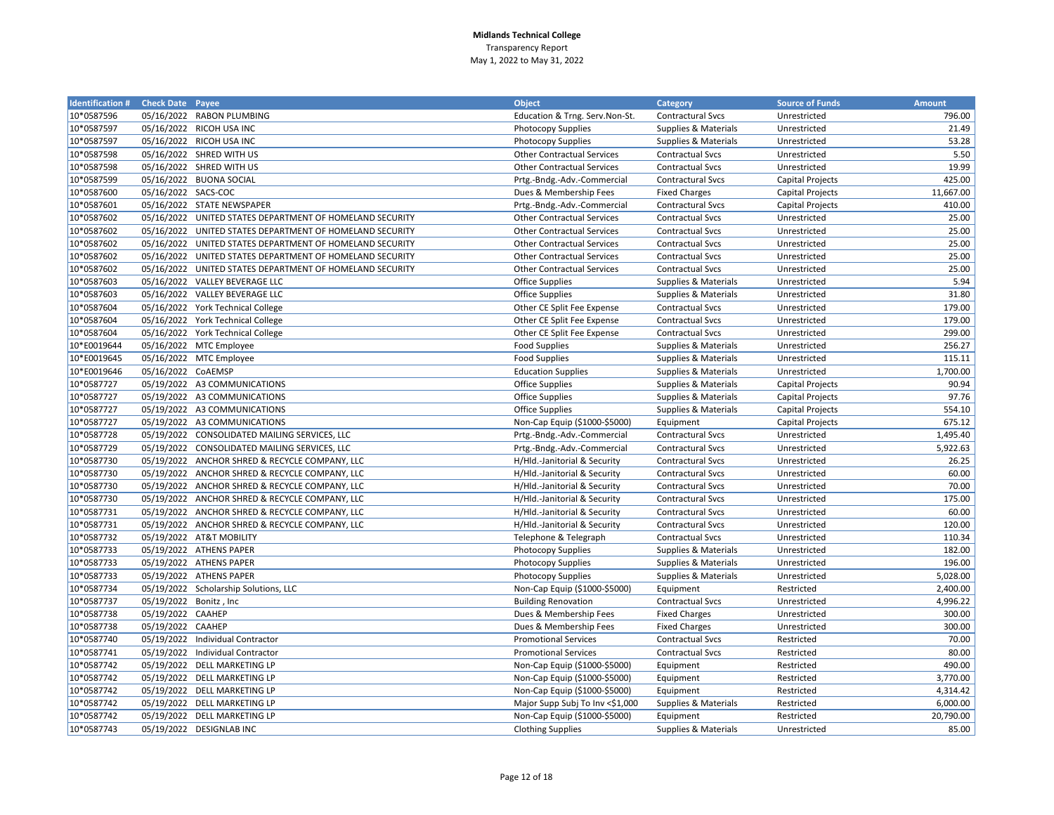**Midlands Technical College**
Transparency Report
May 1, 2022 to May 31, 2022

| Identification # | Check Date | Payee | Object | Category | Source of Funds | Amount |
|---|---|---|---|---|---|---|
| 10*0587596 | 05/16/2022 | RABON PLUMBING | Education & Trng. Serv.Non-St. | Contractual Svcs | Unrestricted | 796.00 |
| 10*0587597 | 05/16/2022 | RICOH USA INC | Photocopy Supplies | Supplies & Materials | Unrestricted | 21.49 |
| 10*0587597 | 05/16/2022 | RICOH USA INC | Photocopy Supplies | Supplies & Materials | Unrestricted | 53.28 |
| 10*0587598 | 05/16/2022 | SHRED WITH US | Other Contractual Services | Contractual Svcs | Unrestricted | 5.50 |
| 10*0587598 | 05/16/2022 | SHRED WITH US | Other Contractual Services | Contractual Svcs | Unrestricted | 19.99 |
| 10*0587599 | 05/16/2022 | BUONA SOCIAL | Prtg.-Bndg.-Adv.-Commercial | Contractual Svcs | Capital Projects | 425.00 |
| 10*0587600 | 05/16/2022 | SACS-COC | Dues & Membership Fees | Fixed Charges | Capital Projects | 11,667.00 |
| 10*0587601 | 05/16/2022 | STATE NEWSPAPER | Prtg.-Bndg.-Adv.-Commercial | Contractual Svcs | Capital Projects | 410.00 |
| 10*0587602 | 05/16/2022 | UNITED STATES DEPARTMENT OF HOMELAND SECURITY | Other Contractual Services | Contractual Svcs | Unrestricted | 25.00 |
| 10*0587602 | 05/16/2022 | UNITED STATES DEPARTMENT OF HOMELAND SECURITY | Other Contractual Services | Contractual Svcs | Unrestricted | 25.00 |
| 10*0587602 | 05/16/2022 | UNITED STATES DEPARTMENT OF HOMELAND SECURITY | Other Contractual Services | Contractual Svcs | Unrestricted | 25.00 |
| 10*0587602 | 05/16/2022 | UNITED STATES DEPARTMENT OF HOMELAND SECURITY | Other Contractual Services | Contractual Svcs | Unrestricted | 25.00 |
| 10*0587602 | 05/16/2022 | UNITED STATES DEPARTMENT OF HOMELAND SECURITY | Other Contractual Services | Contractual Svcs | Unrestricted | 25.00 |
| 10*0587603 | 05/16/2022 | VALLEY BEVERAGE LLC | Office Supplies | Supplies & Materials | Unrestricted | 5.94 |
| 10*0587603 | 05/16/2022 | VALLEY BEVERAGE LLC | Office Supplies | Supplies & Materials | Unrestricted | 31.80 |
| 10*0587604 | 05/16/2022 | York Technical College | Other CE Split Fee Expense | Contractual Svcs | Unrestricted | 179.00 |
| 10*0587604 | 05/16/2022 | York Technical College | Other CE Split Fee Expense | Contractual Svcs | Unrestricted | 179.00 |
| 10*0587604 | 05/16/2022 | York Technical College | Other CE Split Fee Expense | Contractual Svcs | Unrestricted | 299.00 |
| 10*E0019644 | 05/16/2022 | MTC Employee | Food Supplies | Supplies & Materials | Unrestricted | 256.27 |
| 10*E0019645 | 05/16/2022 | MTC Employee | Food Supplies | Supplies & Materials | Unrestricted | 115.11 |
| 10*E0019646 | 05/16/2022 | CoAEMSP | Education Supplies | Supplies & Materials | Unrestricted | 1,700.00 |
| 10*0587727 | 05/19/2022 | A3 COMMUNICATIONS | Office Supplies | Supplies & Materials | Capital Projects | 90.94 |
| 10*0587727 | 05/19/2022 | A3 COMMUNICATIONS | Office Supplies | Supplies & Materials | Capital Projects | 97.76 |
| 10*0587727 | 05/19/2022 | A3 COMMUNICATIONS | Office Supplies | Supplies & Materials | Capital Projects | 554.10 |
| 10*0587727 | 05/19/2022 | A3 COMMUNICATIONS | Non-Cap Equip ($1000-$5000) | Equipment | Capital Projects | 675.12 |
| 10*0587728 | 05/19/2022 | CONSOLIDATED MAILING SERVICES, LLC | Prtg.-Bndg.-Adv.-Commercial | Contractual Svcs | Unrestricted | 1,495.40 |
| 10*0587729 | 05/19/2022 | CONSOLIDATED MAILING SERVICES, LLC | Prtg.-Bndg.-Adv.-Commercial | Contractual Svcs | Unrestricted | 5,922.63 |
| 10*0587730 | 05/19/2022 | ANCHOR SHRED & RECYCLE COMPANY, LLC | H/Hld.-Janitorial & Security | Contractual Svcs | Unrestricted | 26.25 |
| 10*0587730 | 05/19/2022 | ANCHOR SHRED & RECYCLE COMPANY, LLC | H/Hld.-Janitorial & Security | Contractual Svcs | Unrestricted | 60.00 |
| 10*0587730 | 05/19/2022 | ANCHOR SHRED & RECYCLE COMPANY, LLC | H/Hld.-Janitorial & Security | Contractual Svcs | Unrestricted | 70.00 |
| 10*0587730 | 05/19/2022 | ANCHOR SHRED & RECYCLE COMPANY, LLC | H/Hld.-Janitorial & Security | Contractual Svcs | Unrestricted | 175.00 |
| 10*0587731 | 05/19/2022 | ANCHOR SHRED & RECYCLE COMPANY, LLC | H/Hld.-Janitorial & Security | Contractual Svcs | Unrestricted | 60.00 |
| 10*0587731 | 05/19/2022 | ANCHOR SHRED & RECYCLE COMPANY, LLC | H/Hld.-Janitorial & Security | Contractual Svcs | Unrestricted | 120.00 |
| 10*0587732 | 05/19/2022 | AT&T MOBILITY | Telephone & Telegraph | Contractual Svcs | Unrestricted | 110.34 |
| 10*0587733 | 05/19/2022 | ATHENS PAPER | Photocopy Supplies | Supplies & Materials | Unrestricted | 182.00 |
| 10*0587733 | 05/19/2022 | ATHENS PAPER | Photocopy Supplies | Supplies & Materials | Unrestricted | 196.00 |
| 10*0587733 | 05/19/2022 | ATHENS PAPER | Photocopy Supplies | Supplies & Materials | Unrestricted | 5,028.00 |
| 10*0587734 | 05/19/2022 | Scholarship Solutions, LLC | Non-Cap Equip ($1000-$5000) | Equipment | Restricted | 2,400.00 |
| 10*0587737 | 05/19/2022 | Bonitz , Inc | Building Renovation | Contractual Svcs | Unrestricted | 4,996.22 |
| 10*0587738 | 05/19/2022 | CAAHEP | Dues & Membership Fees | Fixed Charges | Unrestricted | 300.00 |
| 10*0587738 | 05/19/2022 | CAAHEP | Dues & Membership Fees | Fixed Charges | Unrestricted | 300.00 |
| 10*0587740 | 05/19/2022 | Individual Contractor | Promotional Services | Contractual Svcs | Restricted | 70.00 |
| 10*0587741 | 05/19/2022 | Individual Contractor | Promotional Services | Contractual Svcs | Restricted | 80.00 |
| 10*0587742 | 05/19/2022 | DELL MARKETING LP | Non-Cap Equip ($1000-$5000) | Equipment | Restricted | 490.00 |
| 10*0587742 | 05/19/2022 | DELL MARKETING LP | Non-Cap Equip ($1000-$5000) | Equipment | Restricted | 3,770.00 |
| 10*0587742 | 05/19/2022 | DELL MARKETING LP | Non-Cap Equip ($1000-$5000) | Equipment | Restricted | 4,314.42 |
| 10*0587742 | 05/19/2022 | DELL MARKETING LP | Major Supp Subj To Inv <$1,000 | Supplies & Materials | Restricted | 6,000.00 |
| 10*0587742 | 05/19/2022 | DELL MARKETING LP | Non-Cap Equip ($1000-$5000) | Equipment | Restricted | 20,790.00 |
| 10*0587743 | 05/19/2022 | DESIGNLAB INC | Clothing Supplies | Supplies & Materials | Unrestricted | 85.00 |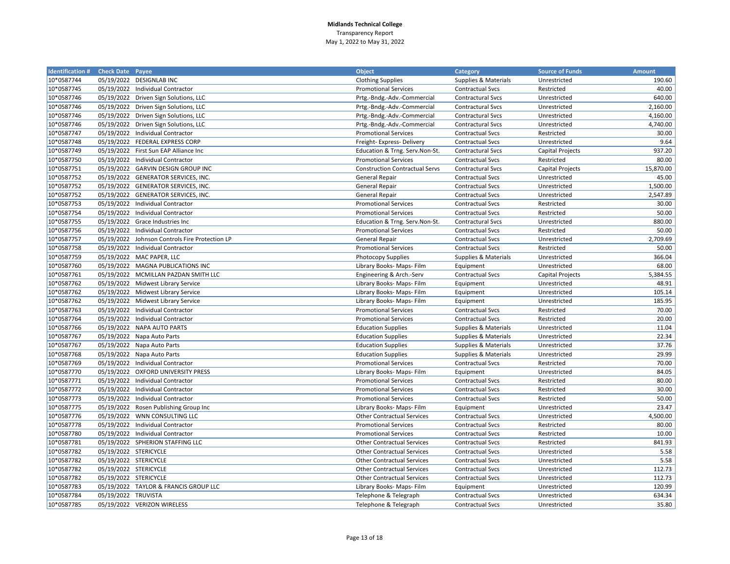**Midlands Technical College**
Transparency Report
May 1, 2022 to May 31, 2022

| Identification # | Check Date | Payee | Object | Category | Source of Funds | Amount |
|---|---|---|---|---|---|---|
| 10*0587744 | 05/19/2022 | DESIGNLAB INC | Clothing Supplies | Supplies & Materials | Unrestricted | 190.60 |
| 10*0587745 | 05/19/2022 | Individual Contractor | Promotional Services | Contractual Svcs | Restricted | 40.00 |
| 10*0587746 | 05/19/2022 | Driven Sign Solutions, LLC | Prtg.-Bndg.-Adv.-Commercial | Contractual Svcs | Unrestricted | 640.00 |
| 10*0587746 | 05/19/2022 | Driven Sign Solutions, LLC | Prtg.-Bndg.-Adv.-Commercial | Contractual Svcs | Unrestricted | 2,160.00 |
| 10*0587746 | 05/19/2022 | Driven Sign Solutions, LLC | Prtg.-Bndg.-Adv.-Commercial | Contractual Svcs | Unrestricted | 4,160.00 |
| 10*0587746 | 05/19/2022 | Driven Sign Solutions, LLC | Prtg.-Bndg.-Adv.-Commercial | Contractual Svcs | Unrestricted | 4,740.00 |
| 10*0587747 | 05/19/2022 | Individual Contractor | Promotional Services | Contractual Svcs | Restricted | 30.00 |
| 10*0587748 | 05/19/2022 | FEDERAL EXPRESS CORP | Freight- Express- Delivery | Contractual Svcs | Unrestricted | 9.64 |
| 10*0587749 | 05/19/2022 | First Sun EAP Alliance Inc | Education & Trng. Serv.Non-St. | Contractual Svcs | Capital Projects | 937.20 |
| 10*0587750 | 05/19/2022 | Individual Contractor | Promotional Services | Contractual Svcs | Restricted | 80.00 |
| 10*0587751 | 05/19/2022 | GARVIN DESIGN GROUP INC | Construction Contractual Servs | Contractual Svcs | Capital Projects | 15,870.00 |
| 10*0587752 | 05/19/2022 | GENERATOR SERVICES, INC. | General Repair | Contractual Svcs | Unrestricted | 45.00 |
| 10*0587752 | 05/19/2022 | GENERATOR SERVICES, INC. | General Repair | Contractual Svcs | Unrestricted | 1,500.00 |
| 10*0587752 | 05/19/2022 | GENERATOR SERVICES, INC. | General Repair | Contractual Svcs | Unrestricted | 2,547.89 |
| 10*0587753 | 05/19/2022 | Individual Contractor | Promotional Services | Contractual Svcs | Restricted | 30.00 |
| 10*0587754 | 05/19/2022 | Individual Contractor | Promotional Services | Contractual Svcs | Restricted | 50.00 |
| 10*0587755 | 05/19/2022 | Grace Industries Inc | Education & Trng. Serv.Non-St. | Contractual Svcs | Unrestricted | 880.00 |
| 10*0587756 | 05/19/2022 | Individual Contractor | Promotional Services | Contractual Svcs | Restricted | 50.00 |
| 10*0587757 | 05/19/2022 | Johnson Controls Fire Protection LP | General Repair | Contractual Svcs | Unrestricted | 2,709.69 |
| 10*0587758 | 05/19/2022 | Individual Contractor | Promotional Services | Contractual Svcs | Restricted | 50.00 |
| 10*0587759 | 05/19/2022 | MAC PAPER, LLC | Photocopy Supplies | Supplies & Materials | Unrestricted | 366.04 |
| 10*0587760 | 05/19/2022 | MAGNA PUBLICATIONS INC | Library Books- Maps- Film | Equipment | Unrestricted | 68.00 |
| 10*0587761 | 05/19/2022 | MCMILLAN PAZDAN SMITH LLC | Engineering & Arch.-Serv | Contractual Svcs | Capital Projects | 5,384.55 |
| 10*0587762 | 05/19/2022 | Midwest Library Service | Library Books- Maps- Film | Equipment | Unrestricted | 48.91 |
| 10*0587762 | 05/19/2022 | Midwest Library Service | Library Books- Maps- Film | Equipment | Unrestricted | 105.14 |
| 10*0587762 | 05/19/2022 | Midwest Library Service | Library Books- Maps- Film | Equipment | Unrestricted | 185.95 |
| 10*0587763 | 05/19/2022 | Individual Contractor | Promotional Services | Contractual Svcs | Restricted | 70.00 |
| 10*0587764 | 05/19/2022 | Individual Contractor | Promotional Services | Contractual Svcs | Restricted | 20.00 |
| 10*0587766 | 05/19/2022 | NAPA AUTO PARTS | Education Supplies | Supplies & Materials | Unrestricted | 11.04 |
| 10*0587767 | 05/19/2022 | Napa Auto Parts | Education Supplies | Supplies & Materials | Unrestricted | 22.34 |
| 10*0587767 | 05/19/2022 | Napa Auto Parts | Education Supplies | Supplies & Materials | Unrestricted | 37.76 |
| 10*0587768 | 05/19/2022 | Napa Auto Parts | Education Supplies | Supplies & Materials | Unrestricted | 29.99 |
| 10*0587769 | 05/19/2022 | Individual Contractor | Promotional Services | Contractual Svcs | Restricted | 70.00 |
| 10*0587770 | 05/19/2022 | OXFORD UNIVERSITY PRESS | Library Books- Maps- Film | Equipment | Unrestricted | 84.05 |
| 10*0587771 | 05/19/2022 | Individual Contractor | Promotional Services | Contractual Svcs | Restricted | 80.00 |
| 10*0587772 | 05/19/2022 | Individual Contractor | Promotional Services | Contractual Svcs | Restricted | 30.00 |
| 10*0587773 | 05/19/2022 | Individual Contractor | Promotional Services | Contractual Svcs | Restricted | 50.00 |
| 10*0587775 | 05/19/2022 | Rosen Publishing Group Inc | Library Books- Maps- Film | Equipment | Unrestricted | 23.47 |
| 10*0587776 | 05/19/2022 | WNN CONSULTING LLC | Other Contractual Services | Contractual Svcs | Unrestricted | 4,500.00 |
| 10*0587778 | 05/19/2022 | Individual Contractor | Promotional Services | Contractual Svcs | Restricted | 80.00 |
| 10*0587780 | 05/19/2022 | Individual Contractor | Promotional Services | Contractual Svcs | Restricted | 10.00 |
| 10*0587781 | 05/19/2022 | SPHERION STAFFING LLC | Other Contractual Services | Contractual Svcs | Restricted | 841.93 |
| 10*0587782 | 05/19/2022 | STERICYCLE | Other Contractual Services | Contractual Svcs | Unrestricted | 5.58 |
| 10*0587782 | 05/19/2022 | STERICYCLE | Other Contractual Services | Contractual Svcs | Unrestricted | 5.58 |
| 10*0587782 | 05/19/2022 | STERICYCLE | Other Contractual Services | Contractual Svcs | Unrestricted | 112.73 |
| 10*0587782 | 05/19/2022 | STERICYCLE | Other Contractual Services | Contractual Svcs | Unrestricted | 112.73 |
| 10*0587783 | 05/19/2022 | TAYLOR & FRANCIS GROUP LLC | Library Books- Maps- Film | Equipment | Unrestricted | 120.99 |
| 10*0587784 | 05/19/2022 | TRUVISTA | Telephone & Telegraph | Contractual Svcs | Unrestricted | 634.34 |
| 10*0587785 | 05/19/2022 | VERIZON WIRELESS | Telephone & Telegraph | Contractual Svcs | Unrestricted | 35.80 |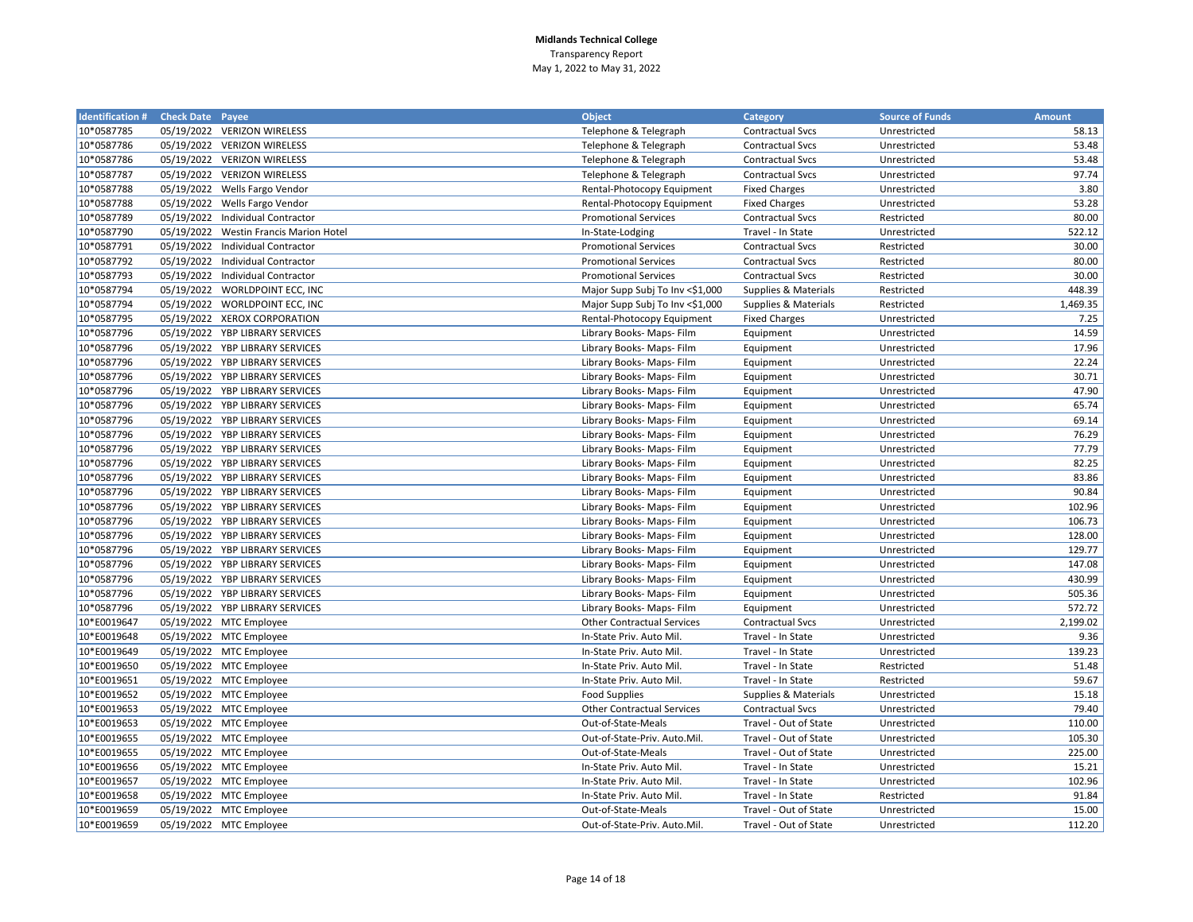**Midlands Technical College**
Transparency Report
May 1, 2022 to May 31, 2022

| Identification # | Check Date | Payee | Object | Category | Source of Funds | Amount |
|---|---|---|---|---|---|---|
| 10*0587785 | 05/19/2022 | VERIZON WIRELESS | Telephone & Telegraph | Contractual Svcs | Unrestricted | 58.13 |
| 10*0587786 | 05/19/2022 | VERIZON WIRELESS | Telephone & Telegraph | Contractual Svcs | Unrestricted | 53.48 |
| 10*0587786 | 05/19/2022 | VERIZON WIRELESS | Telephone & Telegraph | Contractual Svcs | Unrestricted | 53.48 |
| 10*0587787 | 05/19/2022 | VERIZON WIRELESS | Telephone & Telegraph | Contractual Svcs | Unrestricted | 97.74 |
| 10*0587788 | 05/19/2022 | Wells Fargo Vendor | Rental-Photocopy Equipment | Fixed Charges | Unrestricted | 3.80 |
| 10*0587788 | 05/19/2022 | Wells Fargo Vendor | Rental-Photocopy Equipment | Fixed Charges | Unrestricted | 53.28 |
| 10*0587789 | 05/19/2022 | Individual Contractor | Promotional Services | Contractual Svcs | Restricted | 80.00 |
| 10*0587790 | 05/19/2022 | Westin Francis Marion Hotel | In-State-Lodging | Travel - In State | Unrestricted | 522.12 |
| 10*0587791 | 05/19/2022 | Individual Contractor | Promotional Services | Contractual Svcs | Restricted | 30.00 |
| 10*0587792 | 05/19/2022 | Individual Contractor | Promotional Services | Contractual Svcs | Restricted | 80.00 |
| 10*0587793 | 05/19/2022 | Individual Contractor | Promotional Services | Contractual Svcs | Restricted | 30.00 |
| 10*0587794 | 05/19/2022 | WORLDPOINT ECC, INC | Major Supp Subj To Inv <$1,000 | Supplies & Materials | Restricted | 448.39 |
| 10*0587794 | 05/19/2022 | WORLDPOINT ECC, INC | Major Supp Subj To Inv <$1,000 | Supplies & Materials | Restricted | 1,469.35 |
| 10*0587795 | 05/19/2022 | XEROX CORPORATION | Rental-Photocopy Equipment | Fixed Charges | Unrestricted | 7.25 |
| 10*0587796 | 05/19/2022 | YBP LIBRARY SERVICES | Library Books- Maps- Film | Equipment | Unrestricted | 14.59 |
| 10*0587796 | 05/19/2022 | YBP LIBRARY SERVICES | Library Books- Maps- Film | Equipment | Unrestricted | 17.96 |
| 10*0587796 | 05/19/2022 | YBP LIBRARY SERVICES | Library Books- Maps- Film | Equipment | Unrestricted | 22.24 |
| 10*0587796 | 05/19/2022 | YBP LIBRARY SERVICES | Library Books- Maps- Film | Equipment | Unrestricted | 30.71 |
| 10*0587796 | 05/19/2022 | YBP LIBRARY SERVICES | Library Books- Maps- Film | Equipment | Unrestricted | 47.90 |
| 10*0587796 | 05/19/2022 | YBP LIBRARY SERVICES | Library Books- Maps- Film | Equipment | Unrestricted | 65.74 |
| 10*0587796 | 05/19/2022 | YBP LIBRARY SERVICES | Library Books- Maps- Film | Equipment | Unrestricted | 69.14 |
| 10*0587796 | 05/19/2022 | YBP LIBRARY SERVICES | Library Books- Maps- Film | Equipment | Unrestricted | 76.29 |
| 10*0587796 | 05/19/2022 | YBP LIBRARY SERVICES | Library Books- Maps- Film | Equipment | Unrestricted | 77.79 |
| 10*0587796 | 05/19/2022 | YBP LIBRARY SERVICES | Library Books- Maps- Film | Equipment | Unrestricted | 82.25 |
| 10*0587796 | 05/19/2022 | YBP LIBRARY SERVICES | Library Books- Maps- Film | Equipment | Unrestricted | 83.86 |
| 10*0587796 | 05/19/2022 | YBP LIBRARY SERVICES | Library Books- Maps- Film | Equipment | Unrestricted | 90.84 |
| 10*0587796 | 05/19/2022 | YBP LIBRARY SERVICES | Library Books- Maps- Film | Equipment | Unrestricted | 102.96 |
| 10*0587796 | 05/19/2022 | YBP LIBRARY SERVICES | Library Books- Maps- Film | Equipment | Unrestricted | 106.73 |
| 10*0587796 | 05/19/2022 | YBP LIBRARY SERVICES | Library Books- Maps- Film | Equipment | Unrestricted | 128.00 |
| 10*0587796 | 05/19/2022 | YBP LIBRARY SERVICES | Library Books- Maps- Film | Equipment | Unrestricted | 129.77 |
| 10*0587796 | 05/19/2022 | YBP LIBRARY SERVICES | Library Books- Maps- Film | Equipment | Unrestricted | 147.08 |
| 10*0587796 | 05/19/2022 | YBP LIBRARY SERVICES | Library Books- Maps- Film | Equipment | Unrestricted | 430.99 |
| 10*0587796 | 05/19/2022 | YBP LIBRARY SERVICES | Library Books- Maps- Film | Equipment | Unrestricted | 505.36 |
| 10*0587796 | 05/19/2022 | YBP LIBRARY SERVICES | Library Books- Maps- Film | Equipment | Unrestricted | 572.72 |
| 10*E0019647 | 05/19/2022 | MTC Employee | Other Contractual Services | Contractual Svcs | Unrestricted | 2,199.02 |
| 10*E0019648 | 05/19/2022 | MTC Employee | In-State Priv. Auto Mil. | Travel - In State | Unrestricted | 9.36 |
| 10*E0019649 | 05/19/2022 | MTC Employee | In-State Priv. Auto Mil. | Travel - In State | Unrestricted | 139.23 |
| 10*E0019650 | 05/19/2022 | MTC Employee | In-State Priv. Auto Mil. | Travel - In State | Restricted | 51.48 |
| 10*E0019651 | 05/19/2022 | MTC Employee | In-State Priv. Auto Mil. | Travel - In State | Restricted | 59.67 |
| 10*E0019652 | 05/19/2022 | MTC Employee | Food Supplies | Supplies & Materials | Unrestricted | 15.18 |
| 10*E0019653 | 05/19/2022 | MTC Employee | Other Contractual Services | Contractual Svcs | Unrestricted | 79.40 |
| 10*E0019653 | 05/19/2022 | MTC Employee | Out-of-State-Meals | Travel - Out of State | Unrestricted | 110.00 |
| 10*E0019655 | 05/19/2022 | MTC Employee | Out-of-State-Priv. Auto.Mil. | Travel - Out of State | Unrestricted | 105.30 |
| 10*E0019655 | 05/19/2022 | MTC Employee | Out-of-State-Meals | Travel - Out of State | Unrestricted | 225.00 |
| 10*E0019656 | 05/19/2022 | MTC Employee | In-State Priv. Auto Mil. | Travel - In State | Unrestricted | 15.21 |
| 10*E0019657 | 05/19/2022 | MTC Employee | In-State Priv. Auto Mil. | Travel - In State | Unrestricted | 102.96 |
| 10*E0019658 | 05/19/2022 | MTC Employee | In-State Priv. Auto Mil. | Travel - In State | Restricted | 91.84 |
| 10*E0019659 | 05/19/2022 | MTC Employee | Out-of-State-Meals | Travel - Out of State | Unrestricted | 15.00 |
| 10*E0019659 | 05/19/2022 | MTC Employee | Out-of-State-Priv. Auto.Mil. | Travel - Out of State | Unrestricted | 112.20 |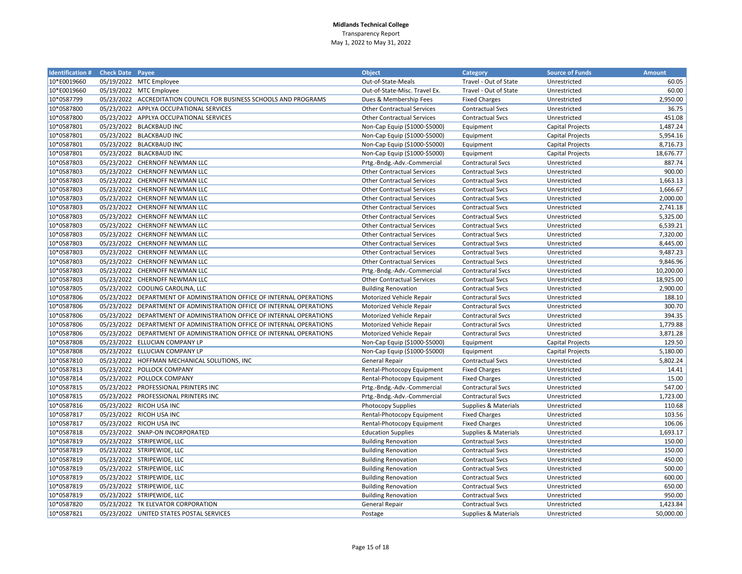**Midlands Technical College**
Transparency Report
May 1, 2022 to May 31, 2022

| Identification # | Check Date | Payee | Object | Category | Source of Funds | Amount |
|---|---|---|---|---|---|---|
| 10*E0019660 | 05/19/2022 | MTC Employee | Out-of-State-Meals | Travel - Out of State | Unrestricted | 60.05 |
| 10*E0019660 | 05/19/2022 | MTC Employee | Out-of-State-Misc. Travel Ex. | Travel - Out of State | Unrestricted | 60.00 |
| 10*0587799 | 05/23/2022 | ACCREDITATION COUNCIL FOR BUSINESS SCHOOLS AND PROGRAMS | Dues & Membership Fees | Fixed Charges | Unrestricted | 2,950.00 |
| 10*0587800 | 05/23/2022 | APPLYA OCCUPATIONAL SERVICES | Other Contractual Services | Contractual Svcs | Unrestricted | 36.75 |
| 10*0587800 | 05/23/2022 | APPLYA OCCUPATIONAL SERVICES | Other Contractual Services | Contractual Svcs | Unrestricted | 451.08 |
| 10*0587801 | 05/23/2022 | BLACKBAUD INC | Non-Cap Equip ($1000-$5000) | Equipment | Capital Projects | 1,487.24 |
| 10*0587801 | 05/23/2022 | BLACKBAUD INC | Non-Cap Equip ($1000-$5000) | Equipment | Capital Projects | 5,954.16 |
| 10*0587801 | 05/23/2022 | BLACKBAUD INC | Non-Cap Equip ($1000-$5000) | Equipment | Capital Projects | 8,716.73 |
| 10*0587801 | 05/23/2022 | BLACKBAUD INC | Non-Cap Equip ($1000-$5000) | Equipment | Capital Projects | 18,676.77 |
| 10*0587803 | 05/23/2022 | CHERNOFF NEWMAN LLC | Prtg.-Bndg.-Adv.-Commercial | Contractural Svcs | Unrestricted | 887.74 |
| 10*0587803 | 05/23/2022 | CHERNOFF NEWMAN LLC | Other Contractual Services | Contractual Svcs | Unrestricted | 900.00 |
| 10*0587803 | 05/23/2022 | CHERNOFF NEWMAN LLC | Other Contractual Services | Contractual Svcs | Unrestricted | 1,663.13 |
| 10*0587803 | 05/23/2022 | CHERNOFF NEWMAN LLC | Other Contractual Services | Contractual Svcs | Unrestricted | 1,666.67 |
| 10*0587803 | 05/23/2022 | CHERNOFF NEWMAN LLC | Other Contractual Services | Contractual Svcs | Unrestricted | 2,000.00 |
| 10*0587803 | 05/23/2022 | CHERNOFF NEWMAN LLC | Other Contractual Services | Contractual Svcs | Unrestricted | 2,741.18 |
| 10*0587803 | 05/23/2022 | CHERNOFF NEWMAN LLC | Other Contractual Services | Contractual Svcs | Unrestricted | 5,325.00 |
| 10*0587803 | 05/23/2022 | CHERNOFF NEWMAN LLC | Other Contractual Services | Contractual Svcs | Unrestricted | 6,539.21 |
| 10*0587803 | 05/23/2022 | CHERNOFF NEWMAN LLC | Other Contractual Services | Contractual Svcs | Unrestricted | 7,320.00 |
| 10*0587803 | 05/23/2022 | CHERNOFF NEWMAN LLC | Other Contractual Services | Contractual Svcs | Unrestricted | 8,445.00 |
| 10*0587803 | 05/23/2022 | CHERNOFF NEWMAN LLC | Other Contractual Services | Contractual Svcs | Unrestricted | 9,487.23 |
| 10*0587803 | 05/23/2022 | CHERNOFF NEWMAN LLC | Other Contractual Services | Contractual Svcs | Unrestricted | 9,846.96 |
| 10*0587803 | 05/23/2022 | CHERNOFF NEWMAN LLC | Prtg.-Bndg.-Adv.-Commercial | Contractural Svcs | Unrestricted | 10,200.00 |
| 10*0587803 | 05/23/2022 | CHERNOFF NEWMAN LLC | Other Contractual Services | Contractual Svcs | Unrestricted | 18,925.00 |
| 10*0587805 | 05/23/2022 | COOLING CAROLINA, LLC | Building Renovation | Contractual Svcs | Unrestricted | 2,900.00 |
| 10*0587806 | 05/23/2022 | DEPARTMENT OF ADMINISTRATION OFFICE OF INTERNAL OPERATIONS | Motorized Vehicle Repair | Contractural Svcs | Unrestricted | 188.10 |
| 10*0587806 | 05/23/2022 | DEPARTMENT OF ADMINISTRATION OFFICE OF INTERNAL OPERATIONS | Motorized Vehicle Repair | Contractural Svcs | Unrestricted | 300.70 |
| 10*0587806 | 05/23/2022 | DEPARTMENT OF ADMINISTRATION OFFICE OF INTERNAL OPERATIONS | Motorized Vehicle Repair | Contractural Svcs | Unrestricted | 394.35 |
| 10*0587806 | 05/23/2022 | DEPARTMENT OF ADMINISTRATION OFFICE OF INTERNAL OPERATIONS | Motorized Vehicle Repair | Contractural Svcs | Unrestricted | 1,779.88 |
| 10*0587806 | 05/23/2022 | DEPARTMENT OF ADMINISTRATION OFFICE OF INTERNAL OPERATIONS | Motorized Vehicle Repair | Contractural Svcs | Unrestricted | 3,871.28 |
| 10*0587808 | 05/23/2022 | ELLUCIAN COMPANY LP | Non-Cap Equip ($1000-$5000) | Equipment | Capital Projects | 129.50 |
| 10*0587808 | 05/23/2022 | ELLUCIAN COMPANY LP | Non-Cap Equip ($1000-$5000) | Equipment | Capital Projects | 5,180.00 |
| 10*0587810 | 05/23/2022 | HOFFMAN MECHANICAL SOLUTIONS, INC | General Repair | Contractual Svcs | Unrestricted | 5,802.24 |
| 10*0587813 | 05/23/2022 | POLLOCK COMPANY | Rental-Photocopy Equipment | Fixed Charges | Unrestricted | 14.41 |
| 10*0587814 | 05/23/2022 | POLLOCK COMPANY | Rental-Photocopy Equipment | Fixed Charges | Unrestricted | 15.00 |
| 10*0587815 | 05/23/2022 | PROFESSIONAL PRINTERS INC | Prtg.-Bndg.-Adv.-Commercial | Contractural Svcs | Unrestricted | 547.00 |
| 10*0587815 | 05/23/2022 | PROFESSIONAL PRINTERS INC | Prtg.-Bndg.-Adv.-Commercial | Contractural Svcs | Unrestricted | 1,723.00 |
| 10*0587816 | 05/23/2022 | RICOH USA INC | Photocopy Supplies | Supplies & Materials | Unrestricted | 110.68 |
| 10*0587817 | 05/23/2022 | RICOH USA INC | Rental-Photocopy Equipment | Fixed Charges | Unrestricted | 103.56 |
| 10*0587817 | 05/23/2022 | RICOH USA INC | Rental-Photocopy Equipment | Fixed Charges | Unrestricted | 106.06 |
| 10*0587818 | 05/23/2022 | SNAP-ON INCORPORATED | Education Supplies | Supplies & Materials | Unrestricted | 1,693.17 |
| 10*0587819 | 05/23/2022 | STRIPEWIDE, LLC | Building Renovation | Contractual Svcs | Unrestricted | 150.00 |
| 10*0587819 | 05/23/2022 | STRIPEWIDE, LLC | Building Renovation | Contractual Svcs | Unrestricted | 150.00 |
| 10*0587819 | 05/23/2022 | STRIPEWIDE, LLC | Building Renovation | Contractual Svcs | Unrestricted | 450.00 |
| 10*0587819 | 05/23/2022 | STRIPEWIDE, LLC | Building Renovation | Contractual Svcs | Unrestricted | 500.00 |
| 10*0587819 | 05/23/2022 | STRIPEWIDE, LLC | Building Renovation | Contractual Svcs | Unrestricted | 600.00 |
| 10*0587819 | 05/23/2022 | STRIPEWIDE, LLC | Building Renovation | Contractual Svcs | Unrestricted | 650.00 |
| 10*0587819 | 05/23/2022 | STRIPEWIDE, LLC | Building Renovation | Contractual Svcs | Unrestricted | 950.00 |
| 10*0587820 | 05/23/2022 | TK ELEVATOR CORPORATION | General Repair | Contractual Svcs | Unrestricted | 1,423.84 |
| 10*0587821 | 05/23/2022 | UNITED STATES POSTAL SERVICES | Postage | Supplies & Materials | Unrestricted | 50,000.00 |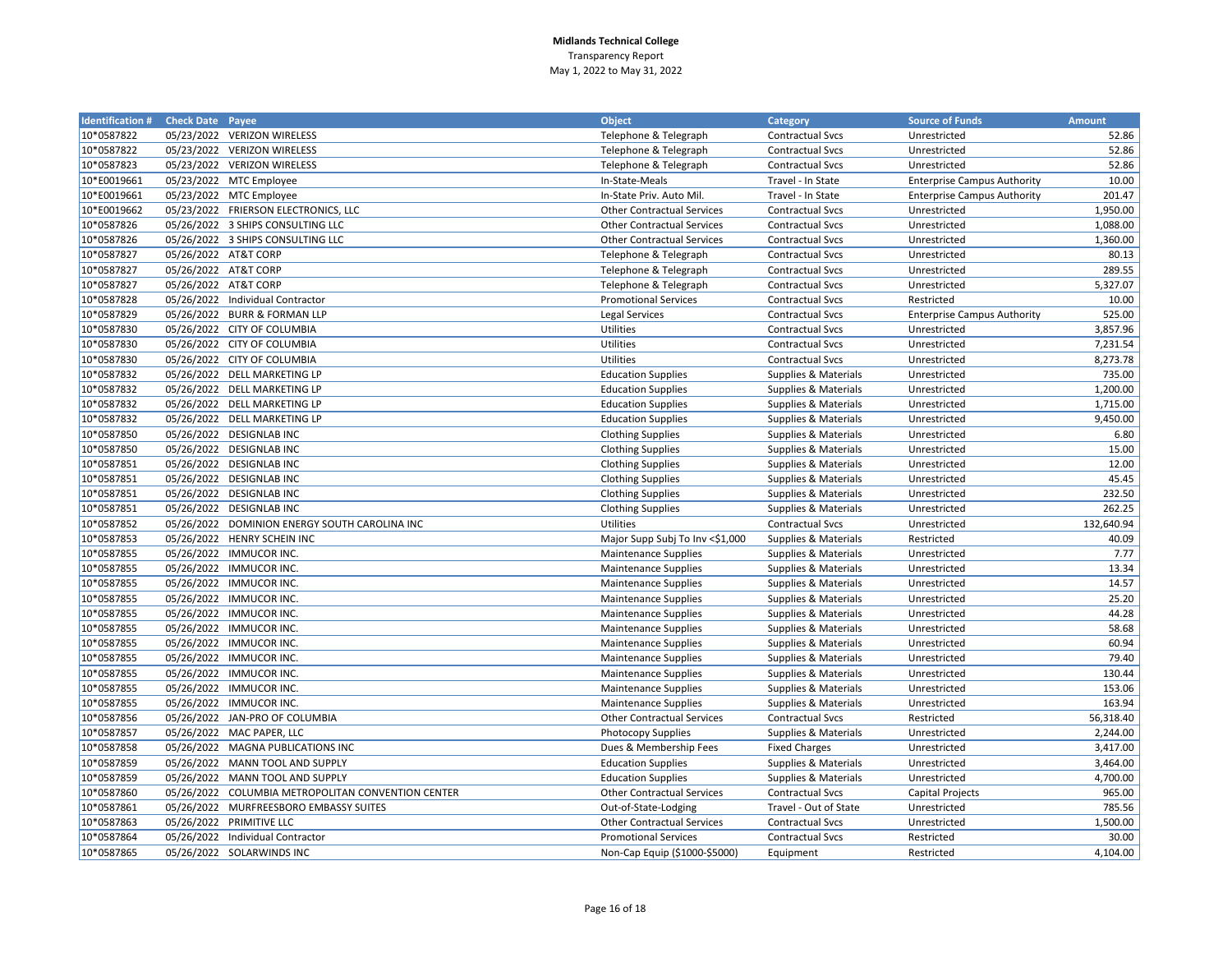**Midlands Technical College**
Transparency Report
May 1, 2022 to May 31, 2022

| Identification # | Check Date | Payee | Object | Category | Source of Funds | Amount |
|---|---|---|---|---|---|---|
| 10*0587822 | 05/23/2022 | VERIZON WIRELESS | Telephone & Telegraph | Contractual Svcs | Unrestricted | 52.86 |
| 10*0587822 | 05/23/2022 | VERIZON WIRELESS | Telephone & Telegraph | Contractual Svcs | Unrestricted | 52.86 |
| 10*0587823 | 05/23/2022 | VERIZON WIRELESS | Telephone & Telegraph | Contractual Svcs | Unrestricted | 52.86 |
| 10*E0019661 | 05/23/2022 | MTC Employee | In-State-Meals | Travel - In State | Enterprise Campus Authority | 10.00 |
| 10*E0019661 | 05/23/2022 | MTC Employee | In-State Priv. Auto Mil. | Travel - In State | Enterprise Campus Authority | 201.47 |
| 10*E0019662 | 05/23/2022 | FRIERSON ELECTRONICS, LLC | Other Contractual Services | Contractual Svcs | Unrestricted | 1,950.00 |
| 10*0587826 | 05/26/2022 | 3 SHIPS CONSULTING LLC | Other Contractual Services | Contractual Svcs | Unrestricted | 1,088.00 |
| 10*0587826 | 05/26/2022 | 3 SHIPS CONSULTING LLC | Other Contractual Services | Contractual Svcs | Unrestricted | 1,360.00 |
| 10*0587827 | 05/26/2022 | AT&T CORP | Telephone & Telegraph | Contractual Svcs | Unrestricted | 80.13 |
| 10*0587827 | 05/26/2022 | AT&T CORP | Telephone & Telegraph | Contractual Svcs | Unrestricted | 289.55 |
| 10*0587827 | 05/26/2022 | AT&T CORP | Telephone & Telegraph | Contractual Svcs | Unrestricted | 5,327.07 |
| 10*0587828 | 05/26/2022 | Individual Contractor | Promotional Services | Contractual Svcs | Restricted | 10.00 |
| 10*0587829 | 05/26/2022 | BURR & FORMAN LLP | Legal Services | Contractual Svcs | Enterprise Campus Authority | 525.00 |
| 10*0587830 | 05/26/2022 | CITY OF COLUMBIA | Utilities | Contractual Svcs | Unrestricted | 3,857.96 |
| 10*0587830 | 05/26/2022 | CITY OF COLUMBIA | Utilities | Contractual Svcs | Unrestricted | 7,231.54 |
| 10*0587830 | 05/26/2022 | CITY OF COLUMBIA | Utilities | Contractual Svcs | Unrestricted | 8,273.78 |
| 10*0587832 | 05/26/2022 | DELL MARKETING LP | Education Supplies | Supplies & Materials | Unrestricted | 735.00 |
| 10*0587832 | 05/26/2022 | DELL MARKETING LP | Education Supplies | Supplies & Materials | Unrestricted | 1,200.00 |
| 10*0587832 | 05/26/2022 | DELL MARKETING LP | Education Supplies | Supplies & Materials | Unrestricted | 1,715.00 |
| 10*0587832 | 05/26/2022 | DELL MARKETING LP | Education Supplies | Supplies & Materials | Unrestricted | 9,450.00 |
| 10*0587850 | 05/26/2022 | DESIGNLAB INC | Clothing Supplies | Supplies & Materials | Unrestricted | 6.80 |
| 10*0587850 | 05/26/2022 | DESIGNLAB INC | Clothing Supplies | Supplies & Materials | Unrestricted | 15.00 |
| 10*0587851 | 05/26/2022 | DESIGNLAB INC | Clothing Supplies | Supplies & Materials | Unrestricted | 12.00 |
| 10*0587851 | 05/26/2022 | DESIGNLAB INC | Clothing Supplies | Supplies & Materials | Unrestricted | 45.45 |
| 10*0587851 | 05/26/2022 | DESIGNLAB INC | Clothing Supplies | Supplies & Materials | Unrestricted | 232.50 |
| 10*0587851 | 05/26/2022 | DESIGNLAB INC | Clothing Supplies | Supplies & Materials | Unrestricted | 262.25 |
| 10*0587852 | 05/26/2022 | DOMINION ENERGY SOUTH CAROLINA INC | Utilities | Contractual Svcs | Unrestricted | 132,640.94 |
| 10*0587853 | 05/26/2022 | HENRY SCHEIN INC | Major Supp Subj To Inv <$1,000 | Supplies & Materials | Restricted | 40.09 |
| 10*0587855 | 05/26/2022 | IMMUCOR INC. | Maintenance Supplies | Supplies & Materials | Unrestricted | 7.77 |
| 10*0587855 | 05/26/2022 | IMMUCOR INC. | Maintenance Supplies | Supplies & Materials | Unrestricted | 13.34 |
| 10*0587855 | 05/26/2022 | IMMUCOR INC. | Maintenance Supplies | Supplies & Materials | Unrestricted | 14.57 |
| 10*0587855 | 05/26/2022 | IMMUCOR INC. | Maintenance Supplies | Supplies & Materials | Unrestricted | 25.20 |
| 10*0587855 | 05/26/2022 | IMMUCOR INC. | Maintenance Supplies | Supplies & Materials | Unrestricted | 44.28 |
| 10*0587855 | 05/26/2022 | IMMUCOR INC. | Maintenance Supplies | Supplies & Materials | Unrestricted | 58.68 |
| 10*0587855 | 05/26/2022 | IMMUCOR INC. | Maintenance Supplies | Supplies & Materials | Unrestricted | 60.94 |
| 10*0587855 | 05/26/2022 | IMMUCOR INC. | Maintenance Supplies | Supplies & Materials | Unrestricted | 79.40 |
| 10*0587855 | 05/26/2022 | IMMUCOR INC. | Maintenance Supplies | Supplies & Materials | Unrestricted | 130.44 |
| 10*0587855 | 05/26/2022 | IMMUCOR INC. | Maintenance Supplies | Supplies & Materials | Unrestricted | 153.06 |
| 10*0587855 | 05/26/2022 | IMMUCOR INC. | Maintenance Supplies | Supplies & Materials | Unrestricted | 163.94 |
| 10*0587856 | 05/26/2022 | JAN-PRO OF COLUMBIA | Other Contractual Services | Contractual Svcs | Restricted | 56,318.40 |
| 10*0587857 | 05/26/2022 | MAC PAPER, LLC | Photocopy Supplies | Supplies & Materials | Unrestricted | 2,244.00 |
| 10*0587858 | 05/26/2022 | MAGNA PUBLICATIONS INC | Dues & Membership Fees | Fixed Charges | Unrestricted | 3,417.00 |
| 10*0587859 | 05/26/2022 | MANN TOOL AND SUPPLY | Education Supplies | Supplies & Materials | Unrestricted | 3,464.00 |
| 10*0587859 | 05/26/2022 | MANN TOOL AND SUPPLY | Education Supplies | Supplies & Materials | Unrestricted | 4,700.00 |
| 10*0587860 | 05/26/2022 | COLUMBIA METROPOLITAN CONVENTION CENTER | Other Contractual Services | Contractual Svcs | Capital Projects | 965.00 |
| 10*0587861 | 05/26/2022 | MURFREESBORO EMBASSY SUITES | Out-of-State-Lodging | Travel - Out of State | Unrestricted | 785.56 |
| 10*0587863 | 05/26/2022 | PRIMITIVE LLC | Other Contractual Services | Contractual Svcs | Unrestricted | 1,500.00 |
| 10*0587864 | 05/26/2022 | Individual Contractor | Promotional Services | Contractual Svcs | Restricted | 30.00 |
| 10*0587865 | 05/26/2022 | SOLARWINDS INC | Non-Cap Equip ($1000-$5000) | Equipment | Restricted | 4,104.00 |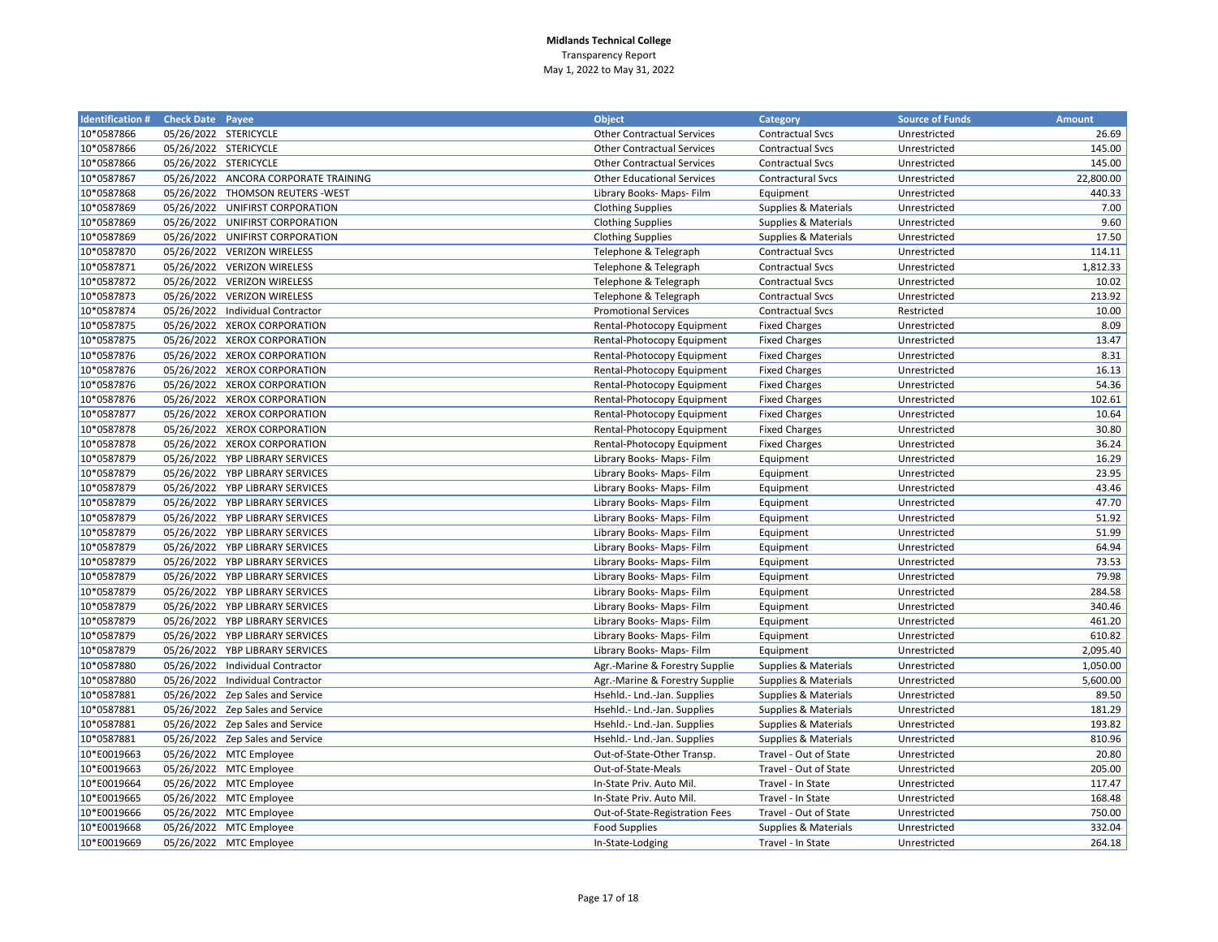**Midlands Technical College**
Transparency Report
May 1, 2022 to May 31, 2022

| Identification # | Check Date | Payee | Object | Category | Source of Funds | Amount |
|---|---|---|---|---|---|---|
| 10*0587866 | 05/26/2022 | STERICYCLE | Other Contractual Services | Contractual Svcs | Unrestricted | 26.69 |
| 10*0587866 | 05/26/2022 | STERICYCLE | Other Contractual Services | Contractual Svcs | Unrestricted | 145.00 |
| 10*0587866 | 05/26/2022 | STERICYCLE | Other Contractual Services | Contractual Svcs | Unrestricted | 145.00 |
| 10*0587867 | 05/26/2022 | ANCORA CORPORATE TRAINING | Other Educational Services | Contractural Svcs | Unrestricted | 22,800.00 |
| 10*0587868 | 05/26/2022 | THOMSON REUTERS -WEST | Library Books- Maps- Film | Equipment | Unrestricted | 440.33 |
| 10*0587869 | 05/26/2022 | UNIFIRST CORPORATION | Clothing Supplies | Supplies & Materials | Unrestricted | 7.00 |
| 10*0587869 | 05/26/2022 | UNIFIRST CORPORATION | Clothing Supplies | Supplies & Materials | Unrestricted | 9.60 |
| 10*0587869 | 05/26/2022 | UNIFIRST CORPORATION | Clothing Supplies | Supplies & Materials | Unrestricted | 17.50 |
| 10*0587870 | 05/26/2022 | VERIZON WIRELESS | Telephone & Telegraph | Contractual Svcs | Unrestricted | 114.11 |
| 10*0587871 | 05/26/2022 | VERIZON WIRELESS | Telephone & Telegraph | Contractual Svcs | Unrestricted | 1,812.33 |
| 10*0587872 | 05/26/2022 | VERIZON WIRELESS | Telephone & Telegraph | Contractual Svcs | Unrestricted | 10.02 |
| 10*0587873 | 05/26/2022 | VERIZON WIRELESS | Telephone & Telegraph | Contractual Svcs | Unrestricted | 213.92 |
| 10*0587874 | 05/26/2022 | Individual Contractor | Promotional Services | Contractual Svcs | Restricted | 10.00 |
| 10*0587875 | 05/26/2022 | XEROX CORPORATION | Rental-Photocopy Equipment | Fixed Charges | Unrestricted | 8.09 |
| 10*0587875 | 05/26/2022 | XEROX CORPORATION | Rental-Photocopy Equipment | Fixed Charges | Unrestricted | 13.47 |
| 10*0587876 | 05/26/2022 | XEROX CORPORATION | Rental-Photocopy Equipment | Fixed Charges | Unrestricted | 8.31 |
| 10*0587876 | 05/26/2022 | XEROX CORPORATION | Rental-Photocopy Equipment | Fixed Charges | Unrestricted | 16.13 |
| 10*0587876 | 05/26/2022 | XEROX CORPORATION | Rental-Photocopy Equipment | Fixed Charges | Unrestricted | 54.36 |
| 10*0587876 | 05/26/2022 | XEROX CORPORATION | Rental-Photocopy Equipment | Fixed Charges | Unrestricted | 102.61 |
| 10*0587877 | 05/26/2022 | XEROX CORPORATION | Rental-Photocopy Equipment | Fixed Charges | Unrestricted | 10.64 |
| 10*0587878 | 05/26/2022 | XEROX CORPORATION | Rental-Photocopy Equipment | Fixed Charges | Unrestricted | 30.80 |
| 10*0587878 | 05/26/2022 | XEROX CORPORATION | Rental-Photocopy Equipment | Fixed Charges | Unrestricted | 36.24 |
| 10*0587879 | 05/26/2022 | YBP LIBRARY SERVICES | Library Books- Maps- Film | Equipment | Unrestricted | 16.29 |
| 10*0587879 | 05/26/2022 | YBP LIBRARY SERVICES | Library Books- Maps- Film | Equipment | Unrestricted | 23.95 |
| 10*0587879 | 05/26/2022 | YBP LIBRARY SERVICES | Library Books- Maps- Film | Equipment | Unrestricted | 43.46 |
| 10*0587879 | 05/26/2022 | YBP LIBRARY SERVICES | Library Books- Maps- Film | Equipment | Unrestricted | 47.70 |
| 10*0587879 | 05/26/2022 | YBP LIBRARY SERVICES | Library Books- Maps- Film | Equipment | Unrestricted | 51.92 |
| 10*0587879 | 05/26/2022 | YBP LIBRARY SERVICES | Library Books- Maps- Film | Equipment | Unrestricted | 51.99 |
| 10*0587879 | 05/26/2022 | YBP LIBRARY SERVICES | Library Books- Maps- Film | Equipment | Unrestricted | 64.94 |
| 10*0587879 | 05/26/2022 | YBP LIBRARY SERVICES | Library Books- Maps- Film | Equipment | Unrestricted | 73.53 |
| 10*0587879 | 05/26/2022 | YBP LIBRARY SERVICES | Library Books- Maps- Film | Equipment | Unrestricted | 79.98 |
| 10*0587879 | 05/26/2022 | YBP LIBRARY SERVICES | Library Books- Maps- Film | Equipment | Unrestricted | 284.58 |
| 10*0587879 | 05/26/2022 | YBP LIBRARY SERVICES | Library Books- Maps- Film | Equipment | Unrestricted | 340.46 |
| 10*0587879 | 05/26/2022 | YBP LIBRARY SERVICES | Library Books- Maps- Film | Equipment | Unrestricted | 461.20 |
| 10*0587879 | 05/26/2022 | YBP LIBRARY SERVICES | Library Books- Maps- Film | Equipment | Unrestricted | 610.82 |
| 10*0587879 | 05/26/2022 | YBP LIBRARY SERVICES | Library Books- Maps- Film | Equipment | Unrestricted | 2,095.40 |
| 10*0587880 | 05/26/2022 | Individual Contractor | Agr.-Marine & Forestry Supplie | Supplies & Materials | Unrestricted | 1,050.00 |
| 10*0587880 | 05/26/2022 | Individual Contractor | Agr.-Marine & Forestry Supplie | Supplies & Materials | Unrestricted | 5,600.00 |
| 10*0587881 | 05/26/2022 | Zep Sales and Service | Hsehld.- Lnd.-Jan. Supplies | Supplies & Materials | Unrestricted | 89.50 |
| 10*0587881 | 05/26/2022 | Zep Sales and Service | Hsehld.- Lnd.-Jan. Supplies | Supplies & Materials | Unrestricted | 181.29 |
| 10*0587881 | 05/26/2022 | Zep Sales and Service | Hsehld.- Lnd.-Jan. Supplies | Supplies & Materials | Unrestricted | 193.82 |
| 10*0587881 | 05/26/2022 | Zep Sales and Service | Hsehld.- Lnd.-Jan. Supplies | Supplies & Materials | Unrestricted | 810.96 |
| 10*E0019663 | 05/26/2022 | MTC Employee | Out-of-State-Other Transp. | Travel - Out of State | Unrestricted | 20.80 |
| 10*E0019663 | 05/26/2022 | MTC Employee | Out-of-State-Meals | Travel - Out of State | Unrestricted | 205.00 |
| 10*E0019664 | 05/26/2022 | MTC Employee | In-State Priv. Auto Mil. | Travel - In State | Unrestricted | 117.47 |
| 10*E0019665 | 05/26/2022 | MTC Employee | In-State Priv. Auto Mil. | Travel - In State | Unrestricted | 168.48 |
| 10*E0019666 | 05/26/2022 | MTC Employee | Out-of-State-Registration Fees | Travel - Out of State | Unrestricted | 750.00 |
| 10*E0019668 | 05/26/2022 | MTC Employee | Food Supplies | Supplies & Materials | Unrestricted | 332.04 |
| 10*E0019669 | 05/26/2022 | MTC Employee | In-State-Lodging | Travel - In State | Unrestricted | 264.18 |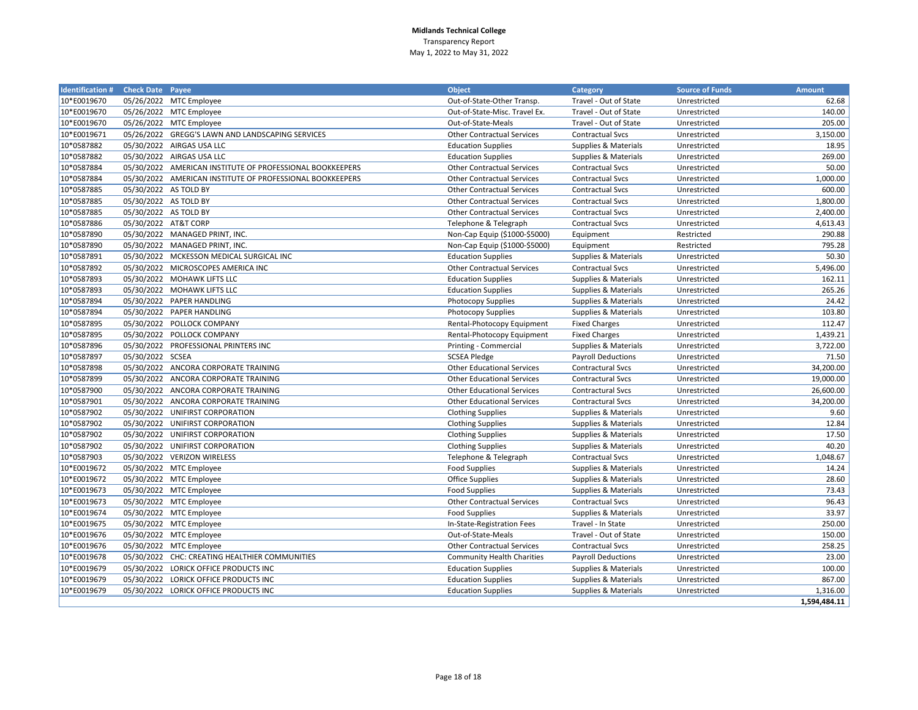**Midlands Technical College**
Transparency Report
May 1, 2022 to May 31, 2022

| Identification # | Check Date | Payee | Object | Category | Source of Funds | Amount |
|---|---|---|---|---|---|---|
| 10*E0019670 | 05/26/2022 | MTC Employee | Out-of-State-Other Transp. | Travel - Out of State | Unrestricted | 62.68 |
| 10*E0019670 | 05/26/2022 | MTC Employee | Out-of-State-Misc. Travel Ex. | Travel - Out of State | Unrestricted | 140.00 |
| 10*E0019670 | 05/26/2022 | MTC Employee | Out-of-State-Meals | Travel - Out of State | Unrestricted | 205.00 |
| 10*E0019671 | 05/26/2022 | GREGG'S LAWN AND LANDSCAPING SERVICES | Other Contractual Services | Contractual Svcs | Unrestricted | 3,150.00 |
| 10*0587882 | 05/30/2022 | AIRGAS USA LLC | Education Supplies | Supplies & Materials | Unrestricted | 18.95 |
| 10*0587882 | 05/30/2022 | AIRGAS USA LLC | Education Supplies | Supplies & Materials | Unrestricted | 269.00 |
| 10*0587884 | 05/30/2022 | AMERICAN INSTITUTE OF PROFESSIONAL BOOKKEEPERS | Other Contractual Services | Contractual Svcs | Unrestricted | 50.00 |
| 10*0587884 | 05/30/2022 | AMERICAN INSTITUTE OF PROFESSIONAL BOOKKEEPERS | Other Contractual Services | Contractual Svcs | Unrestricted | 1,000.00 |
| 10*0587885 | 05/30/2022 | AS TOLD BY | Other Contractual Services | Contractual Svcs | Unrestricted | 600.00 |
| 10*0587885 | 05/30/2022 | AS TOLD BY | Other Contractual Services | Contractual Svcs | Unrestricted | 1,800.00 |
| 10*0587885 | 05/30/2022 | AS TOLD BY | Other Contractual Services | Contractual Svcs | Unrestricted | 2,400.00 |
| 10*0587886 | 05/30/2022 | AT&T CORP | Telephone & Telegraph | Contractual Svcs | Unrestricted | 4,613.43 |
| 10*0587890 | 05/30/2022 | MANAGED PRINT, INC. | Non-Cap Equip ($1000-$5000) | Equipment | Restricted | 290.88 |
| 10*0587890 | 05/30/2022 | MANAGED PRINT, INC. | Non-Cap Equip ($1000-$5000) | Equipment | Restricted | 795.28 |
| 10*0587891 | 05/30/2022 | MCKESSON MEDICAL SURGICAL INC | Education Supplies | Supplies & Materials | Unrestricted | 50.30 |
| 10*0587892 | 05/30/2022 | MICROSCOPES AMERICA INC | Other Contractual Services | Contractual Svcs | Unrestricted | 5,496.00 |
| 10*0587893 | 05/30/2022 | MOHAWK LIFTS LLC | Education Supplies | Supplies & Materials | Unrestricted | 162.11 |
| 10*0587893 | 05/30/2022 | MOHAWK LIFTS LLC | Education Supplies | Supplies & Materials | Unrestricted | 265.26 |
| 10*0587894 | 05/30/2022 | PAPER HANDLING | Photocopy Supplies | Supplies & Materials | Unrestricted | 24.42 |
| 10*0587894 | 05/30/2022 | PAPER HANDLING | Photocopy Supplies | Supplies & Materials | Unrestricted | 103.80 |
| 10*0587895 | 05/30/2022 | POLLOCK COMPANY | Rental-Photocopy Equipment | Fixed Charges | Unrestricted | 112.47 |
| 10*0587895 | 05/30/2022 | POLLOCK COMPANY | Rental-Photocopy Equipment | Fixed Charges | Unrestricted | 1,439.21 |
| 10*0587896 | 05/30/2022 | PROFESSIONAL PRINTERS INC | Printing - Commercial | Supplies & Materials | Unrestricted | 3,722.00 |
| 10*0587897 | 05/30/2022 | SCSEA | SCSEA Pledge | Payroll Deductions | Unrestricted | 71.50 |
| 10*0587898 | 05/30/2022 | ANCORA CORPORATE TRAINING | Other Educational Services | Contractural Svcs | Unrestricted | 34,200.00 |
| 10*0587899 | 05/30/2022 | ANCORA CORPORATE TRAINING | Other Educational Services | Contractural Svcs | Unrestricted | 19,000.00 |
| 10*0587900 | 05/30/2022 | ANCORA CORPORATE TRAINING | Other Educational Services | Contractural Svcs | Unrestricted | 26,600.00 |
| 10*0587901 | 05/30/2022 | ANCORA CORPORATE TRAINING | Other Educational Services | Contractural Svcs | Unrestricted | 34,200.00 |
| 10*0587902 | 05/30/2022 | UNIFIRST CORPORATION | Clothing Supplies | Supplies & Materials | Unrestricted | 9.60 |
| 10*0587902 | 05/30/2022 | UNIFIRST CORPORATION | Clothing Supplies | Supplies & Materials | Unrestricted | 12.84 |
| 10*0587902 | 05/30/2022 | UNIFIRST CORPORATION | Clothing Supplies | Supplies & Materials | Unrestricted | 17.50 |
| 10*0587902 | 05/30/2022 | UNIFIRST CORPORATION | Clothing Supplies | Supplies & Materials | Unrestricted | 40.20 |
| 10*0587903 | 05/30/2022 | VERIZON WIRELESS | Telephone & Telegraph | Contractual Svcs | Unrestricted | 1,048.67 |
| 10*E0019672 | 05/30/2022 | MTC Employee | Food Supplies | Supplies & Materials | Unrestricted | 14.24 |
| 10*E0019672 | 05/30/2022 | MTC Employee | Office Supplies | Supplies & Materials | Unrestricted | 28.60 |
| 10*E0019673 | 05/30/2022 | MTC Employee | Food Supplies | Supplies & Materials | Unrestricted | 73.43 |
| 10*E0019673 | 05/30/2022 | MTC Employee | Other Contractual Services | Contractual Svcs | Unrestricted | 96.43 |
| 10*E0019674 | 05/30/2022 | MTC Employee | Food Supplies | Supplies & Materials | Unrestricted | 33.97 |
| 10*E0019675 | 05/30/2022 | MTC Employee | In-State-Registration Fees | Travel - In State | Unrestricted | 250.00 |
| 10*E0019676 | 05/30/2022 | MTC Employee | Out-of-State-Meals | Travel - Out of State | Unrestricted | 150.00 |
| 10*E0019676 | 05/30/2022 | MTC Employee | Other Contractual Services | Contractual Svcs | Unrestricted | 258.25 |
| 10*E0019678 | 05/30/2022 | CHC: CREATING HEALTHIER COMMUNITIES | Community Health Charities | Payroll Deductions | Unrestricted | 23.00 |
| 10*E0019679 | 05/30/2022 | LORICK OFFICE PRODUCTS INC | Education Supplies | Supplies & Materials | Unrestricted | 100.00 |
| 10*E0019679 | 05/30/2022 | LORICK OFFICE PRODUCTS INC | Education Supplies | Supplies & Materials | Unrestricted | 867.00 |
| 10*E0019679 | 05/30/2022 | LORICK OFFICE PRODUCTS INC | Education Supplies | Supplies & Materials | Unrestricted | 1,316.00 |
| | | | | | | **1,594,484.11** |